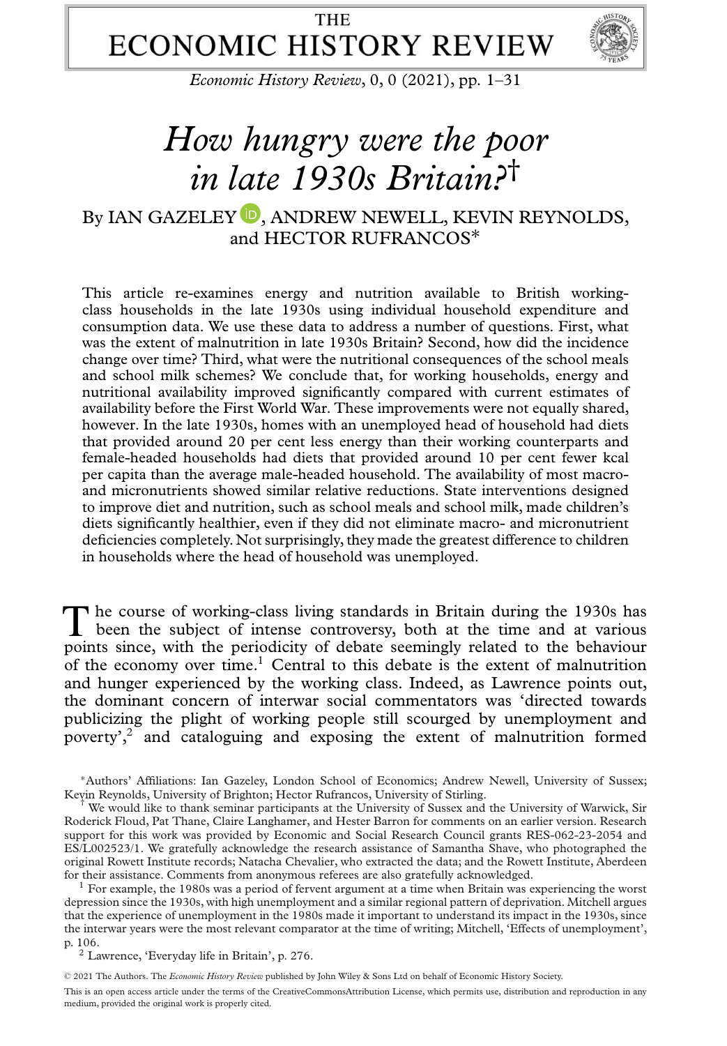# *How hungry were the poor in late 1930s Britain?*[†]

By IAN GAZELEY, ANDREW NEWELL, KEVIN REYNOLDS, and HECTOR RUFRANCOS[*]

This article re-examines energy and nutrition available to British working-class households in the late 1930s using individual household expenditure and consumption data. We use these data to address a number of questions. First, what was the extent of malnutrition in late 1930s Britain? Second, how did the incidence change over time? Third, what were the nutritional consequences of the school meals and school milk schemes? We conclude that, for working households, energy and nutritional availability improved significantly compared with current estimates of availability before the First World War. These improvements were not equally shared, however. In the late 1930s, homes with an unemployed head of household had diets that provided around 20 per cent less energy than their working counterparts and female-headed households had diets that provided around 10 per cent fewer kcal per capita than the average male-headed household. The availability of most macro- and micronutrients showed similar relative reductions. State interventions designed to improve diet and nutrition, such as school meals and school milk, made children's diets significantly healthier, even if they did not eliminate macro- and micronutrient deficiencies completely. Not surprisingly, they made the greatest difference to children in households where the head of household was unemployed.

The course of working-class living standards in Britain during the 1930s has been the subject of intense controversy, both at the time and at various points since, with the periodicity of debate seemingly related to the behaviour of the economy over time.[1] Central to this debate is the extent of malnutrition and hunger experienced by the working class. Indeed, as Lawrence points out, the dominant concern of interwar social commentators was 'directed towards publicizing the plight of working people still scourged by unemployment and poverty',[2] and cataloguing and exposing the extent of malnutrition formed

---

[*] Authors' Affiliations: Ian Gazeley, London School of Economics; Andrew Newell, University of Sussex; Kevin Reynolds, University of Brighton; Hector Rufrancos, University of Stirling.

[†] We would like to thank seminar participants at the University of Sussex and the University of Warwick, Sir Roderick Floud, Pat Thane, Claire Langhamer, and Hester Barron for comments on an earlier version. Research support for this work was provided by Economic and Social Research Council grants RES-062-23-2054 and ES/L002523/1. We gratefully acknowledge the research assistance of Samantha Shave, who photographed the original Rowett Institute records; Natacha Chevalier, who extracted the data; and the Rowett Institute, Aberdeen for their assistance. Comments from anonymous referees are also gratefully acknowledged.

[1] For example, the 1980s was a period of fervent argument at a time when Britain was experiencing the worst depression since the 1930s, with high unemployment and a similar regional pattern of deprivation. Mitchell argues that the experience of unemployment in the 1980s made it important to understand its impact in the 1930s, since the interwar years were the most relevant comparator at the time of writing; Mitchell, 'Effects of unemployment', p. 106.

[2] Lawrence, 'Everyday life in Britain', p. 276.

© 2021 The Authors. The *Economic History Review* published by John Wiley & Sons Ltd on behalf of Economic History Society.

This is an open access article under the terms of the CreativeCommonsAttribution License, which permits use, distribution and reproduction in any medium, provided the original work is properly cited.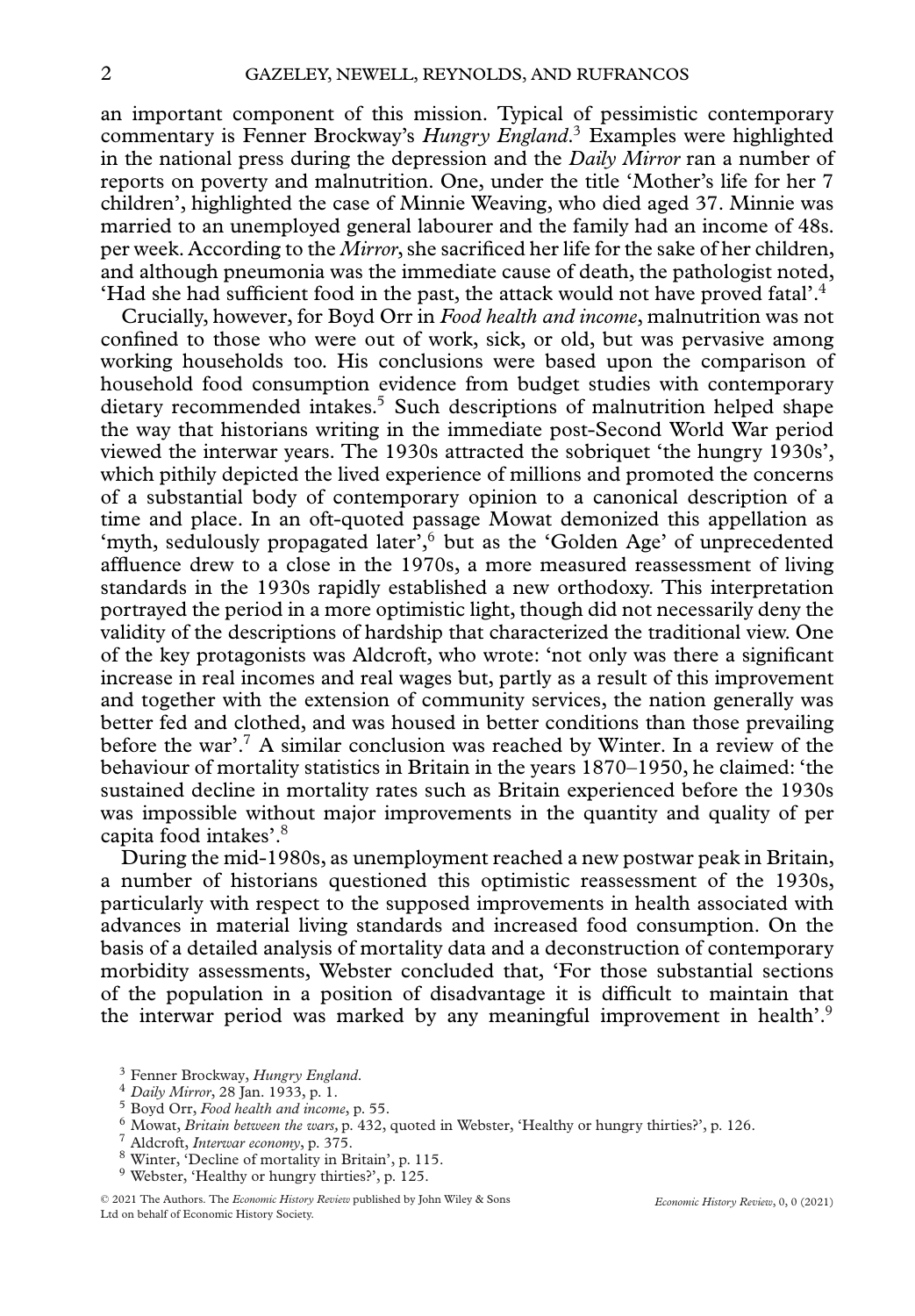an important component of this mission. Typical of pessimistic contemporary commentary is Fenner Brockway's *Hungry England*.[3] Examples were highlighted in the national press during the depression and the *Daily Mirror* ran a number of reports on poverty and malnutrition. One, under the title 'Mother's life for her 7 children', highlighted the case of Minnie Weaving, who died aged 37. Minnie was married to an unemployed general labourer and the family had an income of 48s. per week. According to the *Mirror*, she sacrificed her life for the sake of her children, and although pneumonia was the immediate cause of death, the pathologist noted, 'Had she had sufficient food in the past, the attack would not have proved fatal'.[4]

Crucially, however, for Boyd Orr in *Food health and income*, malnutrition was not confined to those who were out of work, sick, or old, but was pervasive among working households too. His conclusions were based upon the comparison of household food consumption evidence from budget studies with contemporary dietary recommended intakes.[5] Such descriptions of malnutrition helped shape the way that historians writing in the immediate post-Second World War period viewed the interwar years. The 1930s attracted the sobriquet 'the hungry 1930s', which pithily depicted the lived experience of millions and promoted the concerns of a substantial body of contemporary opinion to a canonical description of a time and place. In an oft-quoted passage Mowat demonized this appellation as 'myth, sedulously propagated later',[6] but as the 'Golden Age' of unprecedented affluence drew to a close in the 1970s, a more measured reassessment of living standards in the 1930s rapidly established a new orthodoxy. This interpretation portrayed the period in a more optimistic light, though did not necessarily deny the validity of the descriptions of hardship that characterized the traditional view. One of the key protagonists was Aldcroft, who wrote: 'not only was there a significant increase in real incomes and real wages but, partly as a result of this improvement and together with the extension of community services, the nation generally was better fed and clothed, and was housed in better conditions than those prevailing before the war'.[7] A similar conclusion was reached by Winter. In a review of the behaviour of mortality statistics in Britain in the years 1870–1950, he claimed: 'the sustained decline in mortality rates such as Britain experienced before the 1930s was impossible without major improvements in the quantity and quality of per capita food intakes'.[8]

During the mid-1980s, as unemployment reached a new postwar peak in Britain, a number of historians questioned this optimistic reassessment of the 1930s, particularly with respect to the supposed improvements in health associated with advances in material living standards and increased food consumption. On the basis of a detailed analysis of mortality data and a deconstruction of contemporary morbidity assessments, Webster concluded that, 'For those substantial sections of the population in a position of disadvantage it is difficult to maintain that the interwar period was marked by any meaningful improvement in health'.[9]

[3] Fenner Brockway, *Hungry England*.

[4] *Daily Mirror*, 28 Jan. 1933, p. 1.

[5] Boyd Orr, *Food health and income*, p. 55.

[6] Mowat, *Britain between the wars*, p. 432, quoted in Webster, 'Healthy or hungry thirties?', p. 126.

[7] Aldcroft, *Interwar economy*, p. 375.

[8] Winter, 'Decline of mortality in Britain', p. 115.

[9] Webster, 'Healthy or hungry thirties?', p. 125.

© 2021 The Authors. The *Economic History Review* published by John Wiley & Sons Ltd on behalf of Economic History Society.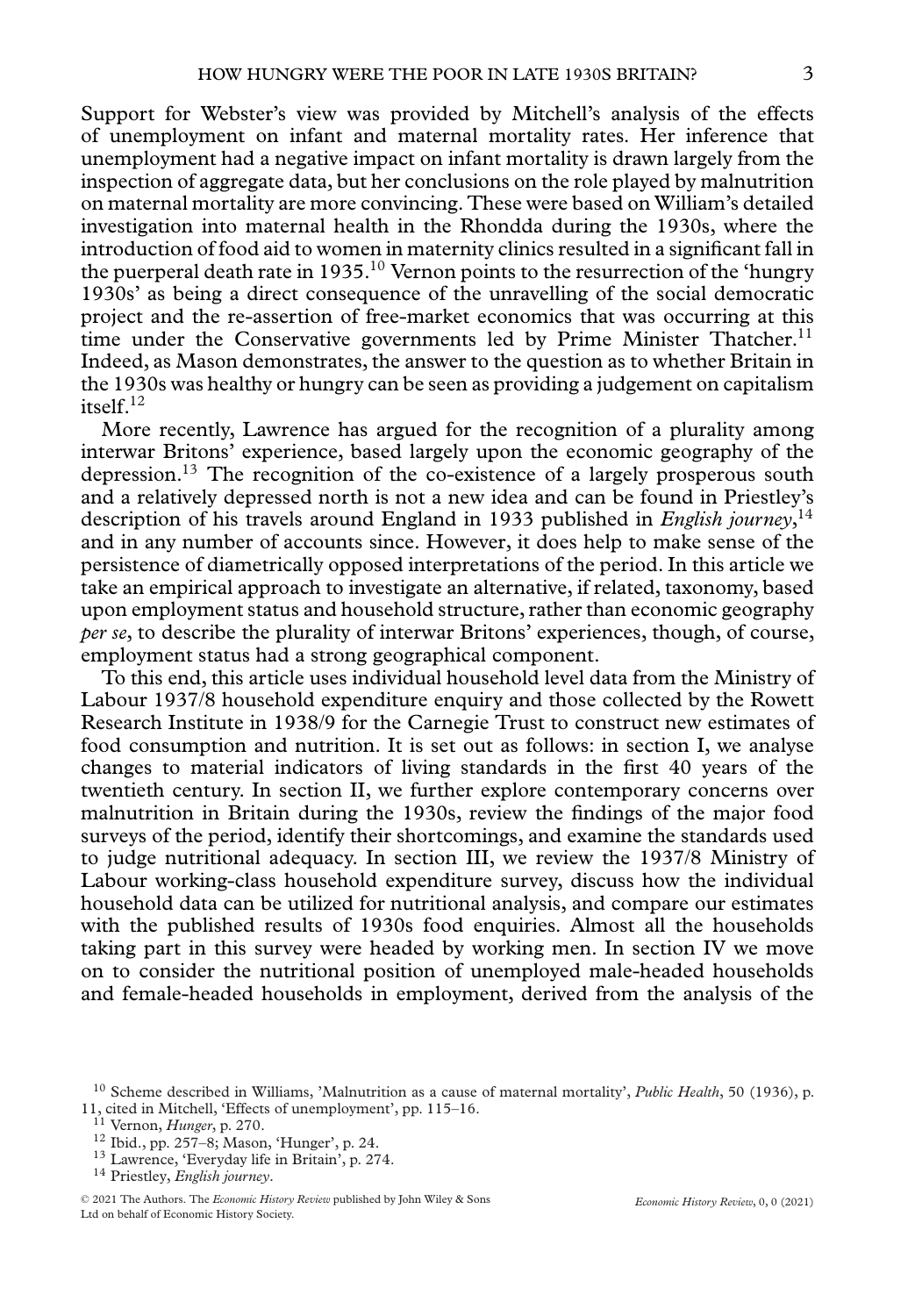Support for Webster's view was provided by Mitchell's analysis of the effects of unemployment on infant and maternal mortality rates. Her inference that unemployment had a negative impact on infant mortality is drawn largely from the inspection of aggregate data, but her conclusions on the role played by malnutrition on maternal mortality are more convincing. These were based on William's detailed investigation into maternal health in the Rhondda during the 1930s, where the introduction of food aid to women in maternity clinics resulted in a significant fall in the puerperal death rate in 1935.[10] Vernon points to the resurrection of the 'hungry 1930s' as being a direct consequence of the unravelling of the social democratic project and the re-assertion of free-market economics that was occurring at this time under the Conservative governments led by Prime Minister Thatcher.[11] Indeed, as Mason demonstrates, the answer to the question as to whether Britain in the 1930s was healthy or hungry can be seen as providing a judgement on capitalism itself.[12]

More recently, Lawrence has argued for the recognition of a plurality among interwar Britons' experience, based largely upon the economic geography of the depression.[13] The recognition of the co-existence of a largely prosperous south and a relatively depressed north is not a new idea and can be found in Priestley's description of his travels around England in 1933 published in *English journey*,[14] and in any number of accounts since. However, it does help to make sense of the persistence of diametrically opposed interpretations of the period. In this article we take an empirical approach to investigate an alternative, if related, taxonomy, based upon employment status and household structure, rather than economic geography *per se*, to describe the plurality of interwar Britons' experiences, though, of course, employment status had a strong geographical component.

To this end, this article uses individual household level data from the Ministry of Labour 1937/8 household expenditure enquiry and those collected by the Rowett Research Institute in 1938/9 for the Carnegie Trust to construct new estimates of food consumption and nutrition. It is set out as follows: in section I, we analyse changes to material indicators of living standards in the first 40 years of the twentieth century. In section II, we further explore contemporary concerns over malnutrition in Britain during the 1930s, review the findings of the major food surveys of the period, identify their shortcomings, and examine the standards used to judge nutritional adequacy. In section III, we review the 1937/8 Ministry of Labour working-class household expenditure survey, discuss how the individual household data can be utilized for nutritional analysis, and compare our estimates with the published results of 1930s food enquiries. Almost all the households taking part in this survey were headed by working men. In section IV we move on to consider the nutritional position of unemployed male-headed households and female-headed households in employment, derived from the analysis of the

---

[10] Scheme described in Williams, 'Malnutrition as a cause of maternal mortality', *Public Health*, 50 (1936), p. 11, cited in Mitchell, 'Effects of unemployment', pp. 115–16.

[11] Vernon, *Hunger*, p. 270.

[12] Ibid., pp. 257–8; Mason, 'Hunger', p. 24.

[13] Lawrence, 'Everyday life in Britain', p. 274.

[14] Priestley, *English journey*.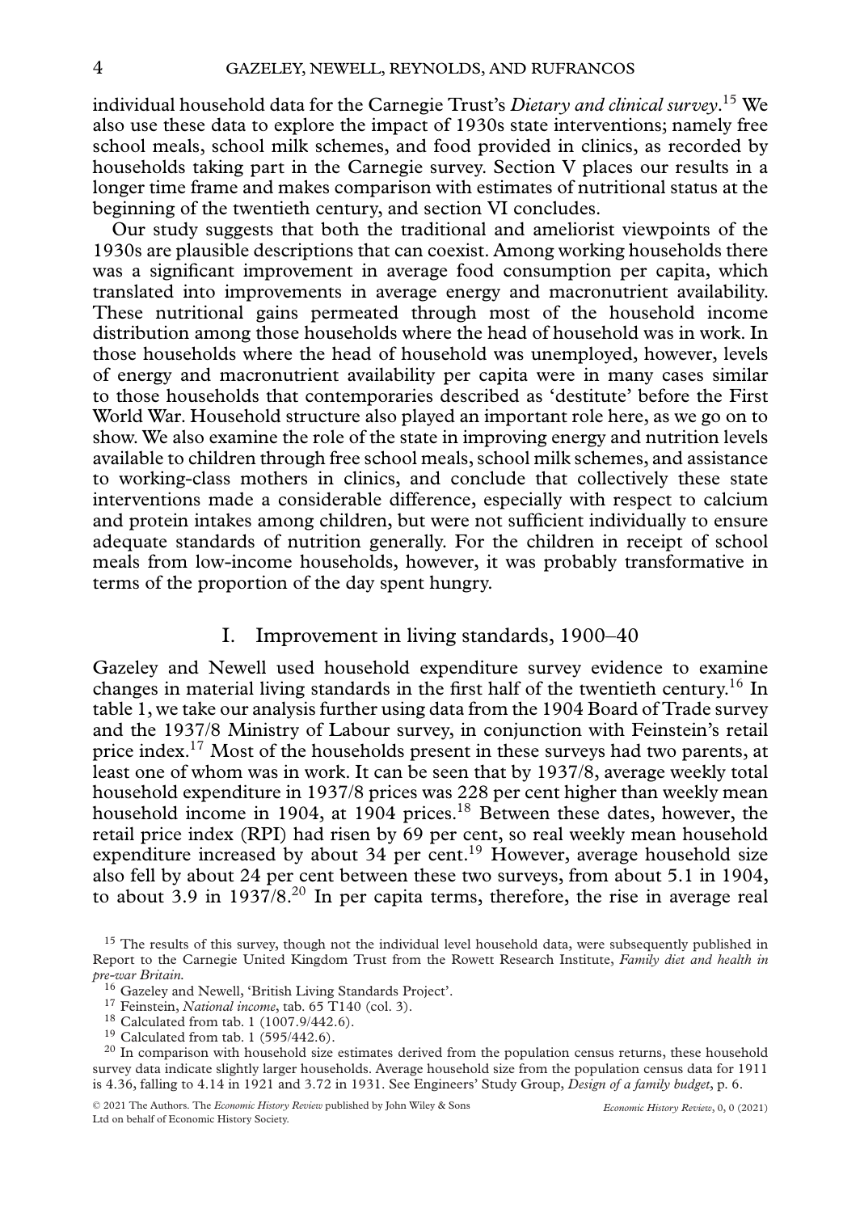individual household data for the Carnegie Trust's *Dietary and clinical survey*.[15] We also use these data to explore the impact of 1930s state interventions; namely free school meals, school milk schemes, and food provided in clinics, as recorded by households taking part in the Carnegie survey. Section V places our results in a longer time frame and makes comparison with estimates of nutritional status at the beginning of the twentieth century, and section VI concludes.

Our study suggests that both the traditional and ameliorist viewpoints of the 1930s are plausible descriptions that can coexist. Among working households there was a significant improvement in average food consumption per capita, which translated into improvements in average energy and macronutrient availability. These nutritional gains permeated through most of the household income distribution among those households where the head of household was in work. In those households where the head of household was unemployed, however, levels of energy and macronutrient availability per capita were in many cases similar to those households that contemporaries described as 'destitute' before the First World War. Household structure also played an important role here, as we go on to show. We also examine the role of the state in improving energy and nutrition levels available to children through free school meals, school milk schemes, and assistance to working-class mothers in clinics, and conclude that collectively these state interventions made a considerable difference, especially with respect to calcium and protein intakes among children, but were not sufficient individually to ensure adequate standards of nutrition generally. For the children in receipt of school meals from low-income households, however, it was probably transformative in terms of the proportion of the day spent hungry.

## I. Improvement in living standards, 1900–40

Gazeley and Newell used household expenditure survey evidence to examine changes in material living standards in the first half of the twentieth century.[16] In table 1, we take our analysis further using data from the 1904 Board of Trade survey and the 1937/8 Ministry of Labour survey, in conjunction with Feinstein's retail price index.[17] Most of the households present in these surveys had two parents, at least one of whom was in work. It can be seen that by 1937/8, average weekly total household expenditure in 1937/8 prices was 228 per cent higher than weekly mean household income in 1904, at 1904 prices.[18] Between these dates, however, the retail price index (RPI) had risen by 69 per cent, so real weekly mean household expenditure increased by about 34 per cent.[19] However, average household size also fell by about 24 per cent between these two surveys, from about 5.1 in 1904, to about 3.9 in 1937/8.[20] In per capita terms, therefore, the rise in average real

[15] The results of this survey, though not the individual level household data, were subsequently published in Report to the Carnegie United Kingdom Trust from the Rowett Research Institute, *Family diet and health in pre-war Britain*.

[16] Gazeley and Newell, 'British Living Standards Project'.

[17] Feinstein, *National income*, tab. 65 T140 (col. 3).

[18] Calculated from tab. 1 (1007.9/442.6).

[19] Calculated from tab. 1 (595/442.6).

[20] In comparison with household size estimates derived from the population census returns, these household survey data indicate slightly larger households. Average household size from the population census data for 1911 is 4.36, falling to 4.14 in 1921 and 3.72 in 1931. See Engineers' Study Group, *Design of a family budget*, p. 6.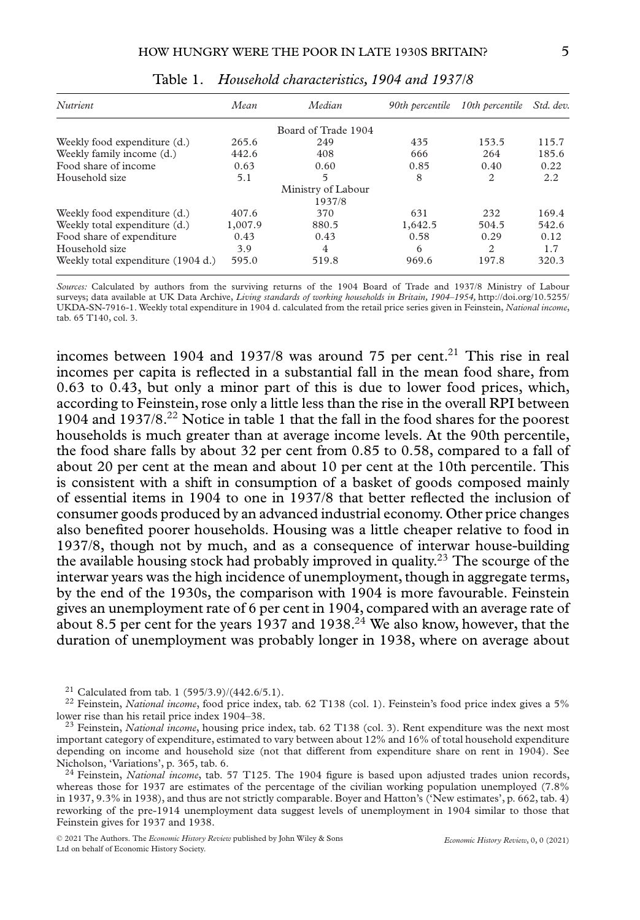Table 1. *Household characteristics, 1904 and 1937/8*

| *Nutrient* | *Mean* | *Median* | *90th percentile* | *10th percentile* | *Std. dev.* |
|---|---|---|---|---|---|
| | | Board of Trade 1904 | | | |
| Weekly food expenditure (d.) | 265.6 | 249 | 435 | 153.5 | 115.7 |
| Weekly family income (d.) | 442.6 | 408 | 666 | 264 | 185.6 |
| Food share of income | 0.63 | 0.60 | 0.85 | 0.40 | 0.22 |
| Household size | 5.1 | 5 | 8 | 2 | 2.2 |
| | | Ministry of Labour 1937/8 | | | |
| Weekly food expenditure (d.) | 407.6 | 370 | 631 | 232 | 169.4 |
| Weekly total expenditure (d.) | 1,007.9 | 880.5 | 1,642.5 | 504.5 | 542.6 |
| Food share of expenditure | 0.43 | 0.43 | 0.58 | 0.29 | 0.12 |
| Household size | 3.9 | 4 | 6 | 2 | 1.7 |
| Weekly total expenditure (1904 d.) | 595.0 | 519.8 | 969.6 | 197.8 | 320.3 |

*Sources:* Calculated by authors from the surviving returns of the 1904 Board of Trade and 1937/8 Ministry of Labour surveys; data available at UK Data Archive, *Living standards of working households in Britain, 1904–1954,* http://doi.org/10.5255/UKDA-SN-7916-1. Weekly total expenditure in 1904 d. calculated from the retail price series given in Feinstein, *National income*, tab. 65 T140, col. 3.

incomes between 1904 and 1937/8 was around 75 per cent.[21] This rise in real incomes per capita is reflected in a substantial fall in the mean food share, from 0.63 to 0.43, but only a minor part of this is due to lower food prices, which, according to Feinstein, rose only a little less than the rise in the overall RPI between 1904 and 1937/8.[22] Notice in table 1 that the fall in the food shares for the poorest households is much greater than at average income levels. At the 90th percentile, the food share falls by about 32 per cent from 0.85 to 0.58, compared to a fall of about 20 per cent at the mean and about 10 per cent at the 10th percentile. This is consistent with a shift in consumption of a basket of goods composed mainly of essential items in 1904 to one in 1937/8 that better reflected the inclusion of consumer goods produced by an advanced industrial economy. Other price changes also benefited poorer households. Housing was a little cheaper relative to food in 1937/8, though not by much, and as a consequence of interwar house-building the available housing stock had probably improved in quality.[23] The scourge of the interwar years was the high incidence of unemployment, though in aggregate terms, by the end of the 1930s, the comparison with 1904 is more favourable. Feinstein gives an unemployment rate of 6 per cent in 1904, compared with an average rate of about 8.5 per cent for the years 1937 and 1938.[24] We also know, however, that the duration of unemployment was probably longer in 1938, where on average about

[21] Calculated from tab. 1 (595/3.9)/(442.6/5.1).

[22] Feinstein, *National income*, food price index, tab. 62 T138 (col. 1). Feinstein's food price index gives a 5% lower rise than his retail price index 1904–38.

[23] Feinstein, *National income*, housing price index, tab. 62 T138 (col. 3). Rent expenditure was the next most important category of expenditure, estimated to vary between about 12% and 16% of total household expenditure depending on income and household size (not that different from expenditure share on rent in 1904). See Nicholson, 'Variations', p. 365, tab. 6.

[24] Feinstein, *National income*, tab. 57 T125. The 1904 figure is based upon adjusted trades union records, whereas those for 1937 are estimates of the percentage of the civilian working population unemployed (7.8% in 1937, 9.3% in 1938), and thus are not strictly comparable. Boyer and Hatton's ('New estimates', p. 662, tab. 4) reworking of the pre-1914 unemployment data suggest levels of unemployment in 1904 similar to those that Feinstein gives for 1937 and 1938.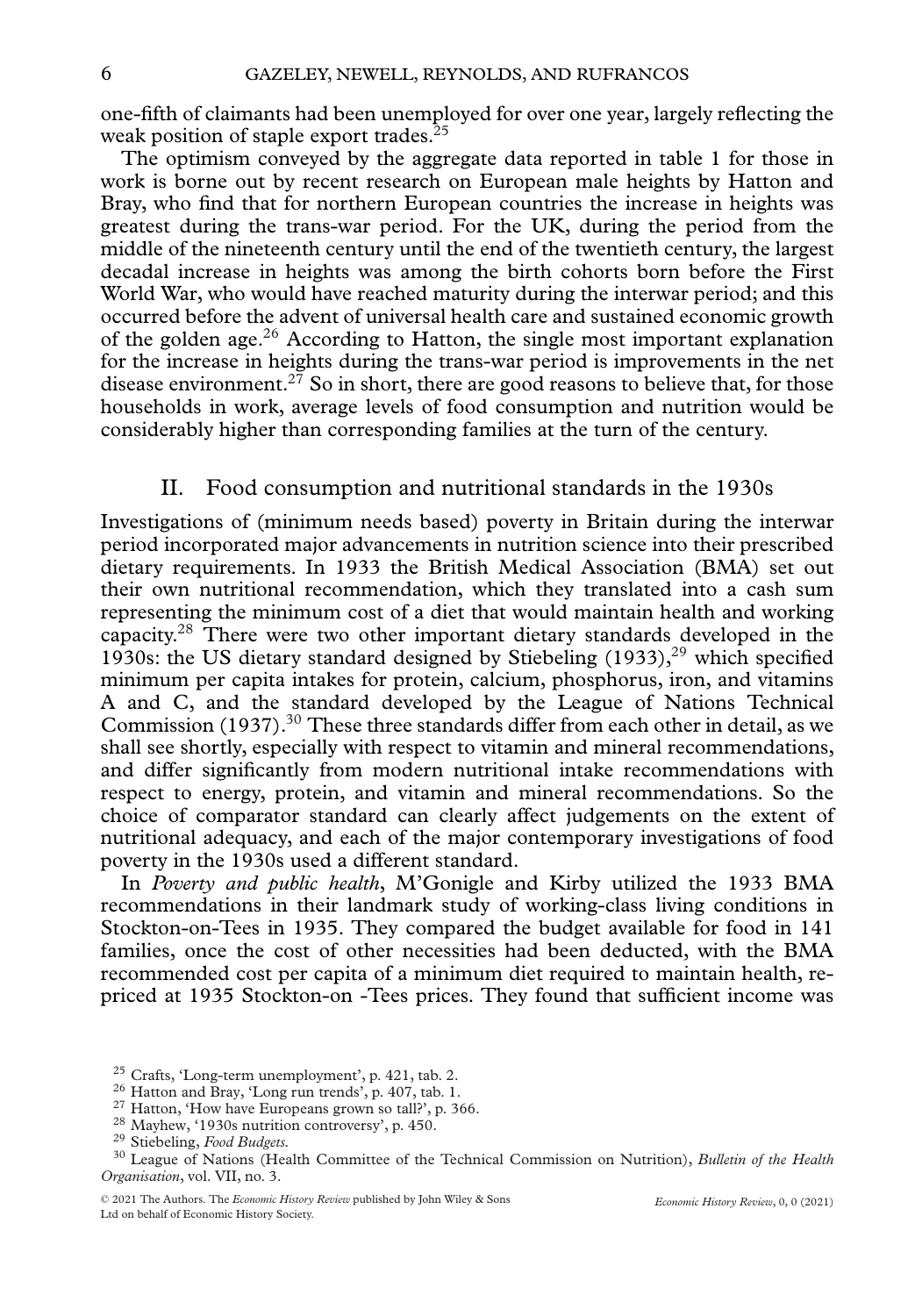one-fifth of claimants had been unemployed for over one year, largely reflecting the weak position of staple export trades.[25]

The optimism conveyed by the aggregate data reported in table 1 for those in work is borne out by recent research on European male heights by Hatton and Bray, who find that for northern European countries the increase in heights was greatest during the trans-war period. For the UK, during the period from the middle of the nineteenth century until the end of the twentieth century, the largest decadal increase in heights was among the birth cohorts born before the First World War, who would have reached maturity during the interwar period; and this occurred before the advent of universal health care and sustained economic growth of the golden age.[26] According to Hatton, the single most important explanation for the increase in heights during the trans-war period is improvements in the net disease environment.[27] So in short, there are good reasons to believe that, for those households in work, average levels of food consumption and nutrition would be considerably higher than corresponding families at the turn of the century.

## II. Food consumption and nutritional standards in the 1930s

Investigations of (minimum needs based) poverty in Britain during the interwar period incorporated major advancements in nutrition science into their prescribed dietary requirements. In 1933 the British Medical Association (BMA) set out their own nutritional recommendation, which they translated into a cash sum representing the minimum cost of a diet that would maintain health and working capacity.[28] There were two other important dietary standards developed in the 1930s: the US dietary standard designed by Stiebeling (1933),[29] which specified minimum per capita intakes for protein, calcium, phosphorus, iron, and vitamins A and C, and the standard developed by the League of Nations Technical Commission (1937).[30] These three standards differ from each other in detail, as we shall see shortly, especially with respect to vitamin and mineral recommendations, and differ significantly from modern nutritional intake recommendations with respect to energy, protein, and vitamin and mineral recommendations. So the choice of comparator standard can clearly affect judgements on the extent of nutritional adequacy, and each of the major contemporary investigations of food poverty in the 1930s used a different standard.

In *Poverty and public health*, M'Gonigle and Kirby utilized the 1933 BMA recommendations in their landmark study of working-class living conditions in Stockton-on-Tees in 1935. They compared the budget available for food in 141 families, once the cost of other necessities had been deducted, with the BMA recommended cost per capita of a minimum diet required to maintain health, re-priced at 1935 Stockton-on -Tees prices. They found that sufficient income was

[25] Crafts, 'Long-term unemployment', p. 421, tab. 2.

[26] Hatton and Bray, 'Long run trends', p. 407, tab. 1.

[27] Hatton, 'How have Europeans grown so tall?', p. 366.

[28] Mayhew, '1930s nutrition controversy', p. 450.

[29] Stiebeling, *Food Budgets*.

[30] League of Nations (Health Committee of the Technical Commission on Nutrition), *Bulletin of the Health Organisation*, vol. VII, no. 3.

© 2021 The Authors. The *Economic History Review* published by John Wiley & Sons Ltd on behalf of Economic History Society.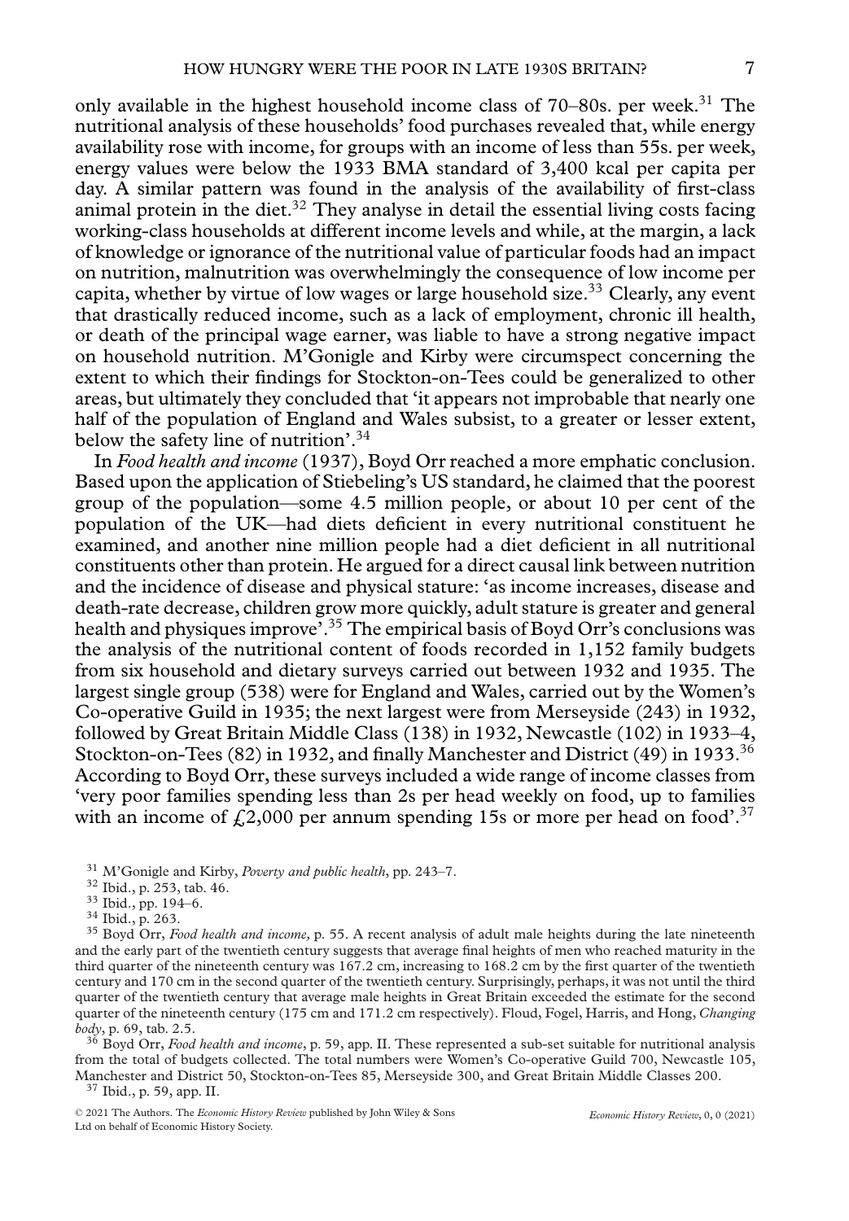only available in the highest household income class of 70–80s. per week.[31] The nutritional analysis of these households' food purchases revealed that, while energy availability rose with income, for groups with an income of less than 55s. per week, energy values were below the 1933 BMA standard of 3,400 kcal per capita per day. A similar pattern was found in the analysis of the availability of first-class animal protein in the diet.[32] They analyse in detail the essential living costs facing working-class households at different income levels and while, at the margin, a lack of knowledge or ignorance of the nutritional value of particular foods had an impact on nutrition, malnutrition was overwhelmingly the consequence of low income per capita, whether by virtue of low wages or large household size.[33] Clearly, any event that drastically reduced income, such as a lack of employment, chronic ill health, or death of the principal wage earner, was liable to have a strong negative impact on household nutrition. M'Gonigle and Kirby were circumspect concerning the extent to which their findings for Stockton-on-Tees could be generalized to other areas, but ultimately they concluded that 'it appears not improbable that nearly one half of the population of England and Wales subsist, to a greater or lesser extent, below the safety line of nutrition'.[34]

In *Food health and income* (1937), Boyd Orr reached a more emphatic conclusion. Based upon the application of Stiebeling's US standard, he claimed that the poorest group of the population—some 4.5 million people, or about 10 per cent of the population of the UK—had diets deficient in every nutritional constituent he examined, and another nine million people had a diet deficient in all nutritional constituents other than protein. He argued for a direct causal link between nutrition and the incidence of disease and physical stature: 'as income increases, disease and death-rate decrease, children grow more quickly, adult stature is greater and general health and physiques improve'.[35] The empirical basis of Boyd Orr's conclusions was the analysis of the nutritional content of foods recorded in 1,152 family budgets from six household and dietary surveys carried out between 1932 and 1935. The largest single group (538) were for England and Wales, carried out by the Women's Co-operative Guild in 1935; the next largest were from Merseyside (243) in 1932, followed by Great Britain Middle Class (138) in 1932, Newcastle (102) in 1933–4, Stockton-on-Tees (82) in 1932, and finally Manchester and District (49) in 1933.[36] According to Boyd Orr, these surveys included a wide range of income classes from 'very poor families spending less than 2s per head weekly on food, up to families with an income of £2,000 per annum spending 15s or more per head on food'.[37]

---

[31] M'Gonigle and Kirby, *Poverty and public health*, pp. 243–7.

[32] Ibid., p. 253, tab. 46.

[33] Ibid., pp. 194–6.

[34] Ibid., p. 263.

[35] Boyd Orr, *Food health and income*, p. 55. A recent analysis of adult male heights during the late nineteenth and the early part of the twentieth century suggests that average final heights of men who reached maturity in the third quarter of the nineteenth century was 167.2 cm, increasing to 168.2 cm by the first quarter of the twentieth century and 170 cm in the second quarter of the twentieth century. Surprisingly, perhaps, it was not until the third quarter of the twentieth century that average male heights in Great Britain exceeded the estimate for the second quarter of the nineteenth century (175 cm and 171.2 cm respectively). Floud, Fogel, Harris, and Hong, *Changing body*, p. 69, tab. 2.5.

[36] Boyd Orr, *Food health and income*, p. 59, app. II. These represented a sub-set suitable for nutritional analysis from the total of budgets collected. The total numbers were Women's Co-operative Guild 700, Newcastle 105, Manchester and District 50, Stockton-on-Tees 85, Merseyside 300, and Great Britain Middle Classes 200.

[37] Ibid., p. 59, app. II.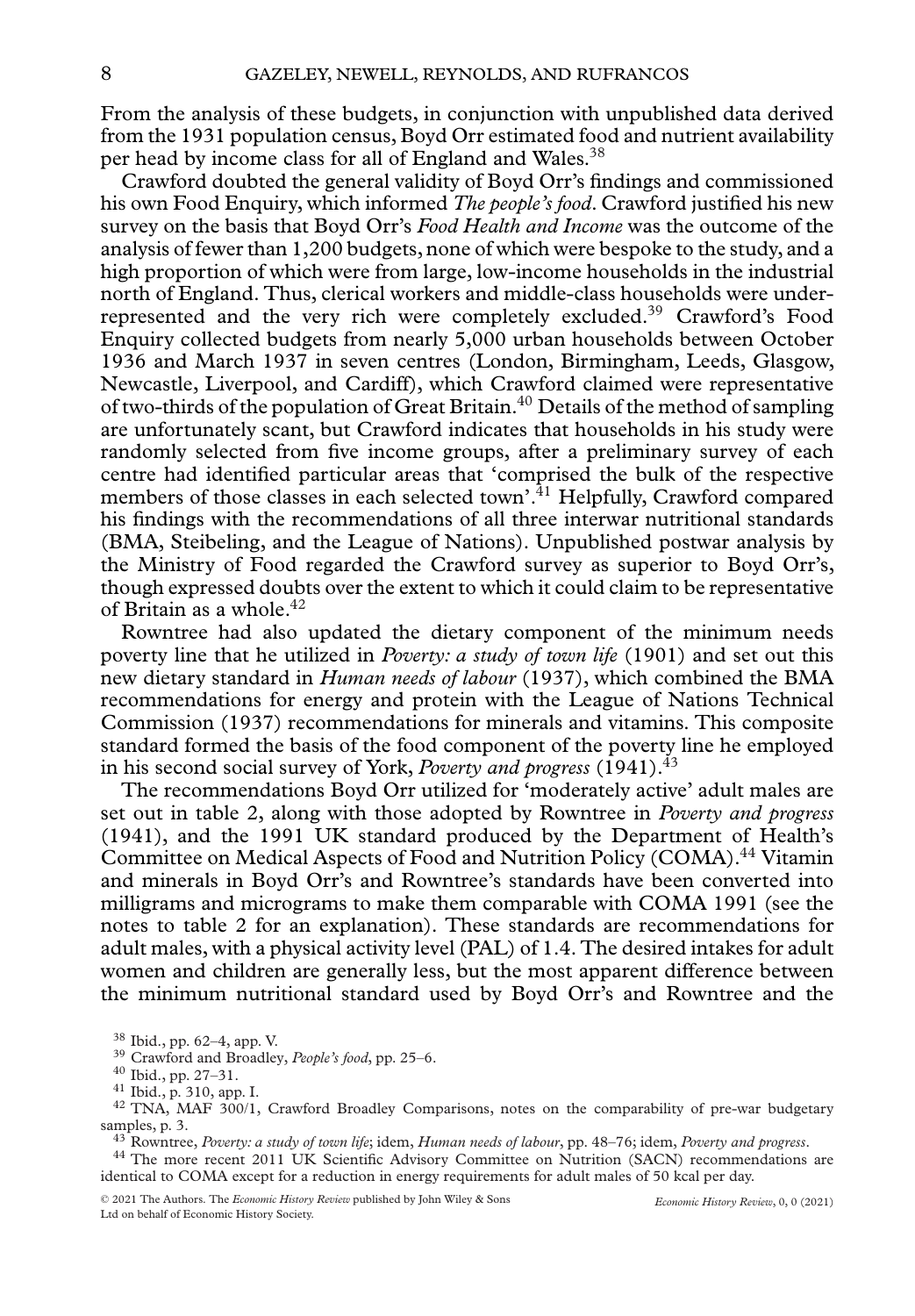From the analysis of these budgets, in conjunction with unpublished data derived from the 1931 population census, Boyd Orr estimated food and nutrient availability per head by income class for all of England and Wales.[38]

Crawford doubted the general validity of Boyd Orr's findings and commissioned his own Food Enquiry, which informed *The people's food*. Crawford justified his new survey on the basis that Boyd Orr's *Food Health and Income* was the outcome of the analysis of fewer than 1,200 budgets, none of which were bespoke to the study, and a high proportion of which were from large, low-income households in the industrial north of England. Thus, clerical workers and middle-class households were under-represented and the very rich were completely excluded.[39] Crawford's Food Enquiry collected budgets from nearly 5,000 urban households between October 1936 and March 1937 in seven centres (London, Birmingham, Leeds, Glasgow, Newcastle, Liverpool, and Cardiff), which Crawford claimed were representative of two-thirds of the population of Great Britain.[40] Details of the method of sampling are unfortunately scant, but Crawford indicates that households in his study were randomly selected from five income groups, after a preliminary survey of each centre had identified particular areas that 'comprised the bulk of the respective members of those classes in each selected town'.[41] Helpfully, Crawford compared his findings with the recommendations of all three interwar nutritional standards (BMA, Steibeling, and the League of Nations). Unpublished postwar analysis by the Ministry of Food regarded the Crawford survey as superior to Boyd Orr's, though expressed doubts over the extent to which it could claim to be representative of Britain as a whole.[42]

Rowntree had also updated the dietary component of the minimum needs poverty line that he utilized in *Poverty: a study of town life* (1901) and set out this new dietary standard in *Human needs of labour* (1937), which combined the BMA recommendations for energy and protein with the League of Nations Technical Commission (1937) recommendations for minerals and vitamins. This composite standard formed the basis of the food component of the poverty line he employed in his second social survey of York, *Poverty and progress* (1941).[43]

The recommendations Boyd Orr utilized for 'moderately active' adult males are set out in table 2, along with those adopted by Rowntree in *Poverty and progress* (1941), and the 1991 UK standard produced by the Department of Health's Committee on Medical Aspects of Food and Nutrition Policy (COMA).[44] Vitamin and minerals in Boyd Orr's and Rowntree's standards have been converted into milligrams and micrograms to make them comparable with COMA 1991 (see the notes to table 2 for an explanation). These standards are recommendations for adult males, with a physical activity level (PAL) of 1.4. The desired intakes for adult women and children are generally less, but the most apparent difference between the minimum nutritional standard used by Boyd Orr's and Rowntree and the

[38] Ibid., pp. 62–4, app. V.

[39] Crawford and Broadley, *People's food*, pp. 25–6.

[40] Ibid., pp. 27–31.

[41] Ibid., p. 310, app. I.

[42] TNA, MAF 300/1, Crawford Broadley Comparisons, notes on the comparability of pre-war budgetary samples, p. 3.

[43] Rowntree, *Poverty: a study of town life*; idem, *Human needs of labour*, pp. 48–76; idem, *Poverty and progress*.

[44] The more recent 2011 UK Scientific Advisory Committee on Nutrition (SACN) recommendations are identical to COMA except for a reduction in energy requirements for adult males of 50 kcal per day.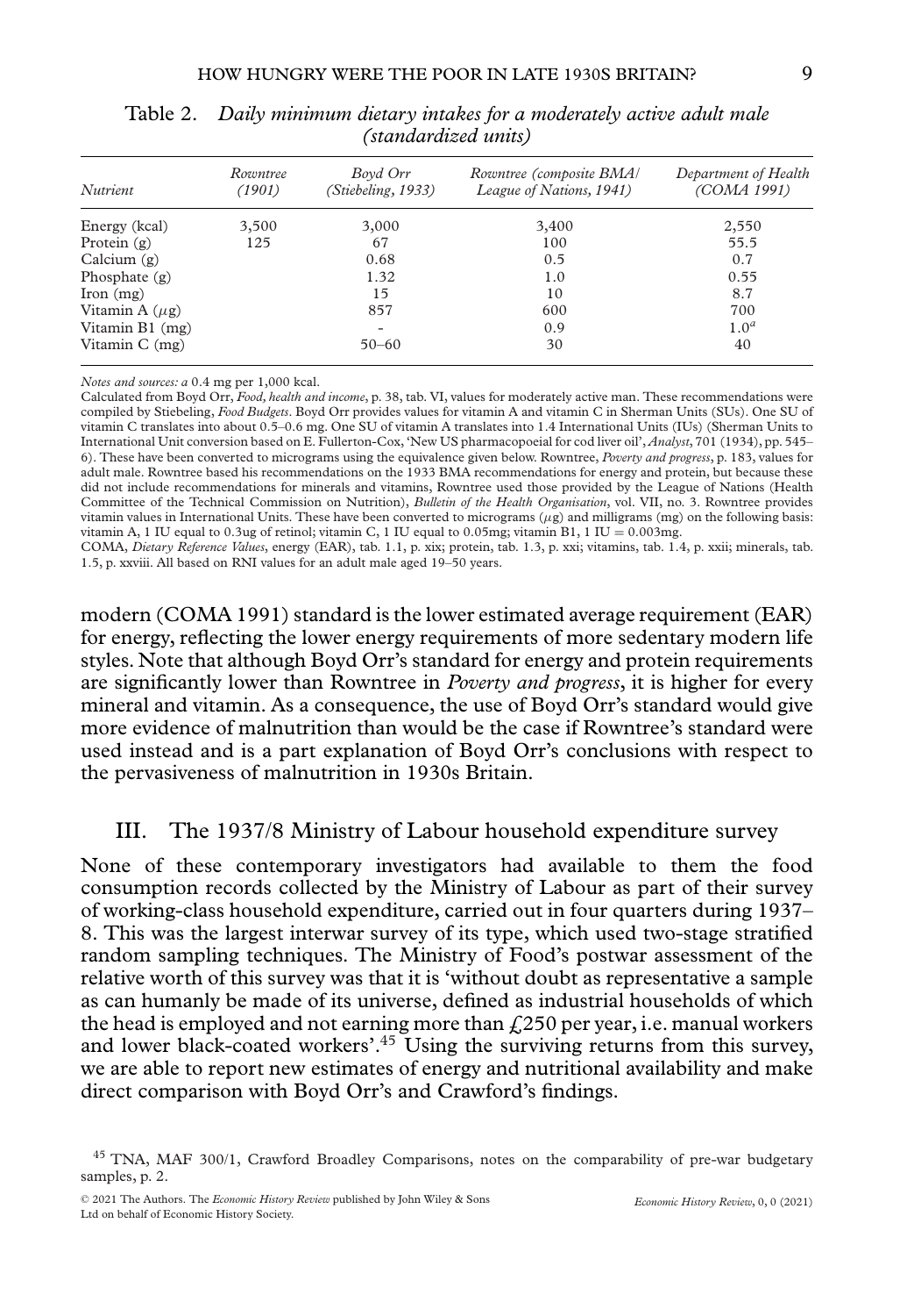Table 2. *Daily minimum dietary intakes for a moderately active adult male (standardized units)*

| Nutrient | Rowntree (1901) | Boyd Orr (Stiebeling, 1933) | Rowntree (composite BMA/ League of Nations, 1941) | Department of Health (COMA 1991) |
|---|---|---|---|---|
| Energy (kcal) | 3,500 | 3,000 | 3,400 | 2,550 |
| Protein (g) | 125 | 67 | 100 | 55.5 |
| Calcium (g) | | 0.68 | 0.5 | 0.7 |
| Phosphate (g) | | 1.32 | 1.0 | 0.55 |
| Iron (mg) | | 15 | 10 | 8.7 |
| Vitamin A ($\mu$g) | | 857 | 600 | 700 |
| Vitamin B1 (mg) | | - | 0.9 | 1.0[a] |
| Vitamin C (mg) | | 50–60 | 30 | 40 |

*Notes and sources: a* 0.4 mg per 1,000 kcal.

Calculated from Boyd Orr, *Food, health and income*, p. 38, tab. VI, values for moderately active man. These recommendations were compiled by Stiebeling, *Food Budgets*. Boyd Orr provides values for vitamin A and vitamin C in Sherman Units (SUs). One SU of vitamin C translates into about 0.5–0.6 mg. One SU of vitamin A translates into 1.4 International Units (IUs) (Sherman Units to International Unit conversion based on E. Fullerton-Cox, 'New US pharmacopoeial for cod liver oil', *Analyst*, 701 (1934), pp. 545–6). These have been converted to micrograms using the equivalence given below. Rowntree, *Poverty and progress*, p. 183, values for adult male. Rowntree based his recommendations on the 1933 BMA recommendations for energy and protein, but because these did not include recommendations for minerals and vitamins, Rowntree used those provided by the League of Nations (Health Committee of the Technical Commission on Nutrition), *Bulletin of the Health Organisation*, vol. VII, no. 3. Rowntree provides vitamin values in International Units. These have been converted to micrograms ($\mu$g) and milligrams (mg) on the following basis: vitamin A, 1 IU equal to 0.3ug of retinol; vitamin C, 1 IU equal to 0.05mg; vitamin B1, 1 IU = 0.003mg.

COMA, *Dietary Reference Values*, energy (EAR), tab. 1.1, p. xix; protein, tab. 1.3, p. xxi; vitamins, tab. 1.4, p. xxii; minerals, tab. 1.5, p. xxviii. All based on RNI values for an adult male aged 19–50 years.

modern (COMA 1991) standard is the lower estimated average requirement (EAR) for energy, reflecting the lower energy requirements of more sedentary modern life styles. Note that although Boyd Orr's standard for energy and protein requirements are significantly lower than Rowntree in *Poverty and progress*, it is higher for every mineral and vitamin. As a consequence, the use of Boyd Orr's standard would give more evidence of malnutrition than would be the case if Rowntree's standard were used instead and is a part explanation of Boyd Orr's conclusions with respect to the pervasiveness of malnutrition in 1930s Britain.

## III. The 1937/8 Ministry of Labour household expenditure survey

None of these contemporary investigators had available to them the food consumption records collected by the Ministry of Labour as part of their survey of working-class household expenditure, carried out in four quarters during 1937–8. This was the largest interwar survey of its type, which used two-stage stratified random sampling techniques. The Ministry of Food's postwar assessment of the relative worth of this survey was that it is 'without doubt as representative a sample as can humanly be made of its universe, defined as industrial households of which the head is employed and not earning more than £250 per year, i.e. manual workers and lower black-coated workers'.[45] Using the surviving returns from this survey, we are able to report new estimates of energy and nutritional availability and make direct comparison with Boyd Orr's and Crawford's findings.

[45] TNA, MAF 300/1, Crawford Broadley Comparisons, notes on the comparability of pre-war budgetary samples, p. 2.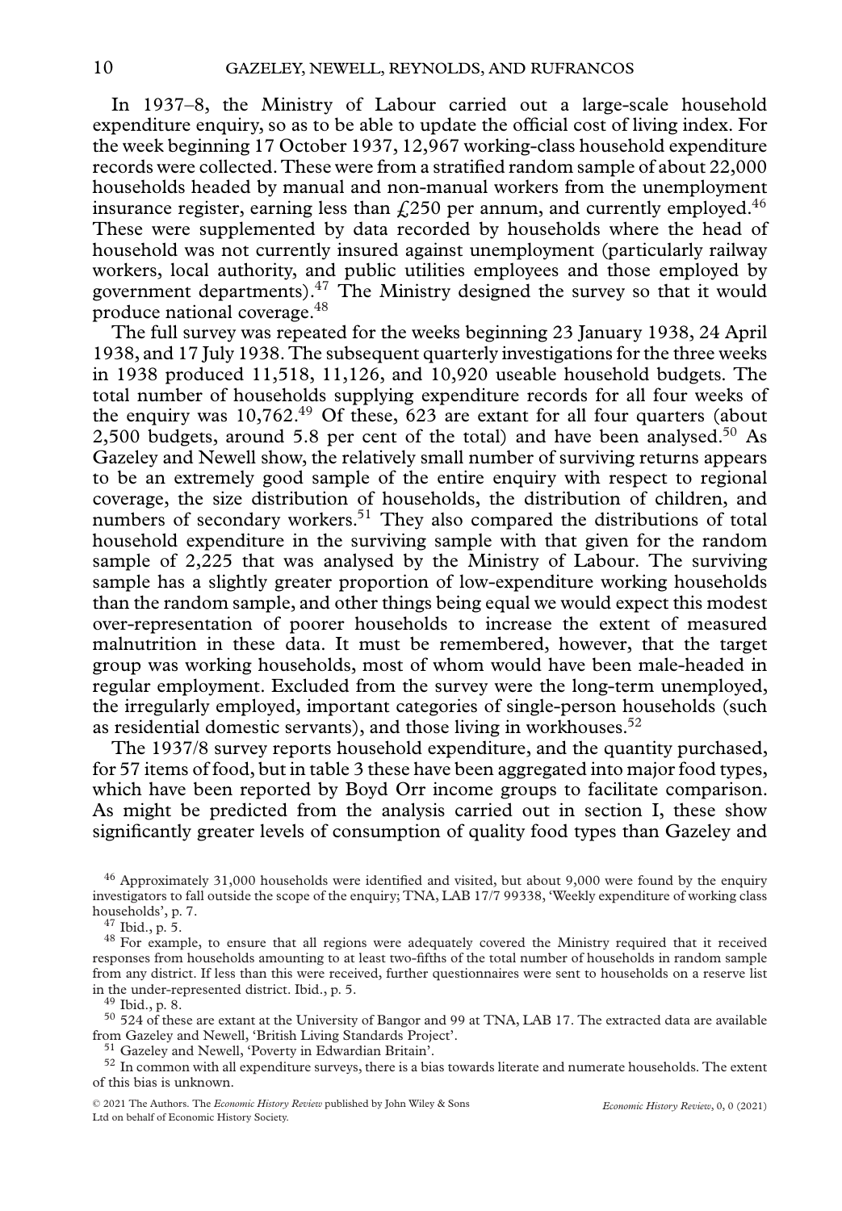In 1937–8, the Ministry of Labour carried out a large-scale household expenditure enquiry, so as to be able to update the official cost of living index. For the week beginning 17 October 1937, 12,967 working-class household expenditure records were collected. These were from a stratified random sample of about 22,000 households headed by manual and non-manual workers from the unemployment insurance register, earning less than £250 per annum, and currently employed.[46] These were supplemented by data recorded by households where the head of household was not currently insured against unemployment (particularly railway workers, local authority, and public utilities employees and those employed by government departments).[47] The Ministry designed the survey so that it would produce national coverage.[48]

The full survey was repeated for the weeks beginning 23 January 1938, 24 April 1938, and 17 July 1938. The subsequent quarterly investigations for the three weeks in 1938 produced 11,518, 11,126, and 10,920 useable household budgets. The total number of households supplying expenditure records for all four weeks of the enquiry was 10,762.[49] Of these, 623 are extant for all four quarters (about 2,500 budgets, around 5.8 per cent of the total) and have been analysed.[50] As Gazeley and Newell show, the relatively small number of surviving returns appears to be an extremely good sample of the entire enquiry with respect to regional coverage, the size distribution of households, the distribution of children, and numbers of secondary workers.[51] They also compared the distributions of total household expenditure in the surviving sample with that given for the random sample of 2,225 that was analysed by the Ministry of Labour. The surviving sample has a slightly greater proportion of low-expenditure working households than the random sample, and other things being equal we would expect this modest over-representation of poorer households to increase the extent of measured malnutrition in these data. It must be remembered, however, that the target group was working households, most of whom would have been male-headed in regular employment. Excluded from the survey were the long-term unemployed, the irregularly employed, important categories of single-person households (such as residential domestic servants), and those living in workhouses.[52]

The 1937/8 survey reports household expenditure, and the quantity purchased, for 57 items of food, but in table 3 these have been aggregated into major food types, which have been reported by Boyd Orr income groups to facilitate comparison. As might be predicted from the analysis carried out in section I, these show significantly greater levels of consumption of quality food types than Gazeley and

---

[46] Approximately 31,000 households were identified and visited, but about 9,000 were found by the enquiry investigators to fall outside the scope of the enquiry; TNA, LAB 17/7 99338, 'Weekly expenditure of working class households', p. 7.

[47] Ibid., p. 5.

[48] For example, to ensure that all regions were adequately covered the Ministry required that it received responses from households amounting to at least two-fifths of the total number of households in random sample from any district. If less than this were received, further questionnaires were sent to households on a reserve list in the under-represented district. Ibid., p. 5.

[49] Ibid., p. 8.

[50] 524 of these are extant at the University of Bangor and 99 at TNA, LAB 17. The extracted data are available from Gazeley and Newell, 'British Living Standards Project'.

[51] Gazeley and Newell, 'Poverty in Edwardian Britain'.

[52] In common with all expenditure surveys, there is a bias towards literate and numerate households. The extent of this bias is unknown.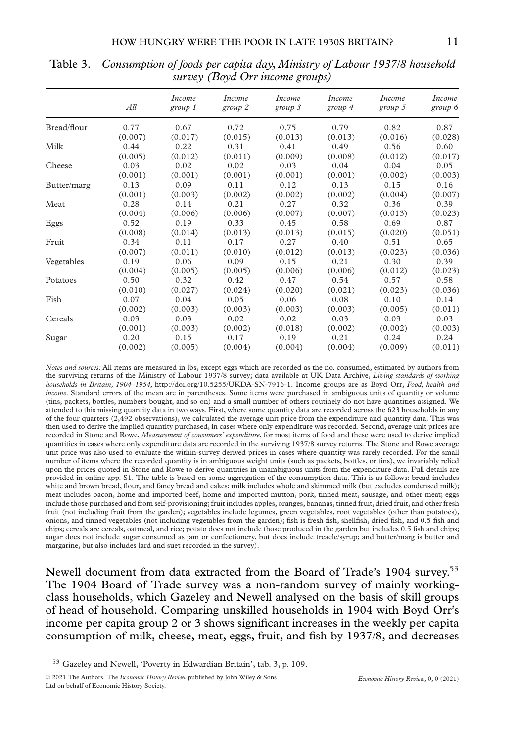Table 3. *Consumption of foods per capita day, Ministry of Labour 1937/8 household survey (Boyd Orr income groups)*

| | *All* | *Income group 1* | *Income group 2* | *Income group 3* | *Income group 4* | *Income group 5* | *Income group 6* |
|---|---|---|---|---|---|---|---|
| Bread/flour | 0.77 | 0.67 | 0.72 | 0.75 | 0.79 | 0.82 | 0.87 |
| | (0.007) | (0.017) | (0.015) | (0.013) | (0.013) | (0.016) | (0.028) |
| Milk | 0.44 | 0.22 | 0.31 | 0.41 | 0.49 | 0.56 | 0.60 |
| | (0.005) | (0.012) | (0.011) | (0.009) | (0.008) | (0.012) | (0.017) |
| Cheese | 0.03 | 0.02 | 0.02 | 0.03 | 0.04 | 0.04 | 0.05 |
| | (0.001) | (0.001) | (0.001) | (0.001) | (0.001) | (0.002) | (0.003) |
| Butter/marg | 0.13 | 0.09 | 0.11 | 0.12 | 0.13 | 0.15 | 0.16 |
| | (0.001) | (0.003) | (0.002) | (0.002) | (0.002) | (0.004) | (0.007) |
| Meat | 0.28 | 0.14 | 0.21 | 0.27 | 0.32 | 0.36 | 0.39 |
| | (0.004) | (0.006) | (0.006) | (0.007) | (0.007) | (0.013) | (0.023) |
| Eggs | 0.52 | 0.19 | 0.33 | 0.45 | 0.58 | 0.69 | 0.87 |
| | (0.008) | (0.014) | (0.013) | (0.013) | (0.015) | (0.020) | (0.051) |
| Fruit | 0.34 | 0.11 | 0.17 | 0.27 | 0.40 | 0.51 | 0.65 |
| | (0.007) | (0.011) | (0.010) | (0.012) | (0.013) | (0.023) | (0.036) |
| Vegetables | 0.19 | 0.06 | 0.09 | 0.15 | 0.21 | 0.30 | 0.39 |
| | (0.004) | (0.005) | (0.005) | (0.006) | (0.006) | (0.012) | (0.023) |
| Potatoes | 0.50 | 0.32 | 0.42 | 0.47 | 0.54 | 0.57 | 0.58 |
| | (0.010) | (0.027) | (0.024) | (0.020) | (0.021) | (0.023) | (0.036) |
| Fish | 0.07 | 0.04 | 0.05 | 0.06 | 0.08 | 0.10 | 0.14 |
| | (0.002) | (0.003) | (0.003) | (0.003) | (0.003) | (0.005) | (0.011) |
| Cereals | 0.03 | 0.03 | 0.02 | 0.02 | 0.03 | 0.03 | 0.03 |
| | (0.001) | (0.003) | (0.002) | (0.018) | (0.002) | (0.002) | (0.003) |
| Sugar | 0.20 | 0.15 | 0.17 | 0.19 | 0.21 | 0.24 | 0.24 |
| | (0.002) | (0.005) | (0.004) | (0.004) | (0.004) | (0.009) | (0.011) |

*Notes and sources:* All items are measured in lbs, except eggs which are recorded as the no. consumed, estimated by authors from the surviving returns of the Ministry of Labour 1937/8 survey; data available at UK Data Archive, *Living standards of working households in Britain, 1904–1954*, http://doi.org/10.5255/UKDA-SN-7916-1. Income groups are as Boyd Orr, *Food, health and income*. Standard errors of the mean are in parentheses. Some items were purchased in ambiguous units of quantity or volume (tins, packets, bottles, numbers bought, and so on) and a small number of others routinely do not have quantities assigned. We attended to this missing quantity data in two ways. First, where some quantity data are recorded across the 623 households in any of the four quarters (2,492 observations), we calculated the average unit price from the expenditure and quantity data. This was then used to derive the implied quantity purchased, in cases where only expenditure was recorded. Second, average unit prices are recorded in Stone and Rowe, *Measurement of consumers' expenditure*, for most items of food and these were used to derive implied quantities in cases where only expenditure data are recorded in the surviving 1937/8 survey returns. The Stone and Rowe average unit price was also used to evaluate the within-survey derived prices in cases where quantity was rarely recorded. For the small number of items where the recorded quantity is in ambiguous weight units (such as packets, bottles, or tins), we invariably relied upon the prices quoted in Stone and Rowe to derive quantities in unambiguous units from the expenditure data. Full details are provided in online app. S1. The table is based on some aggregation of the consumption data. This is as follows: bread includes white and brown bread, flour, and fancy bread and cakes; milk includes whole and skimmed milk (but excludes condensed milk); meat includes bacon, home and imported beef, home and imported mutton, pork, tinned meat, sausage, and other meat; eggs include those purchased and from self-provisioning; fruit includes apples, oranges, bananas, tinned fruit, dried fruit, and other fresh fruit (not including fruit from the garden); vegetables include legumes, green vegetables, root vegetables (other than potatoes), onions, and tinned vegetables (not including vegetables from the garden); fish is fresh fish, shellfish, dried fish, and 0.5 fish and chips; cereals are cereals, oatmeal, and rice; potato does not include those produced in the garden but includes 0.5 fish and chips; sugar does not include sugar consumed as jam or confectionery, but does include treacle/syrup; and butter/marg is butter and margarine, but also includes lard and suet recorded in the survey).

Newell document from data extracted from the Board of Trade's 1904 survey.[53] The 1904 Board of Trade survey was a non-random survey of mainly working-class households, which Gazeley and Newell analysed on the basis of skill groups of head of household. Comparing unskilled households in 1904 with Boyd Orr's income per capita group 2 or 3 shows significant increases in the weekly per capita consumption of milk, cheese, meat, eggs, fruit, and fish by 1937/8, and decreases

[53] Gazeley and Newell, 'Poverty in Edwardian Britain', tab. 3, p. 109.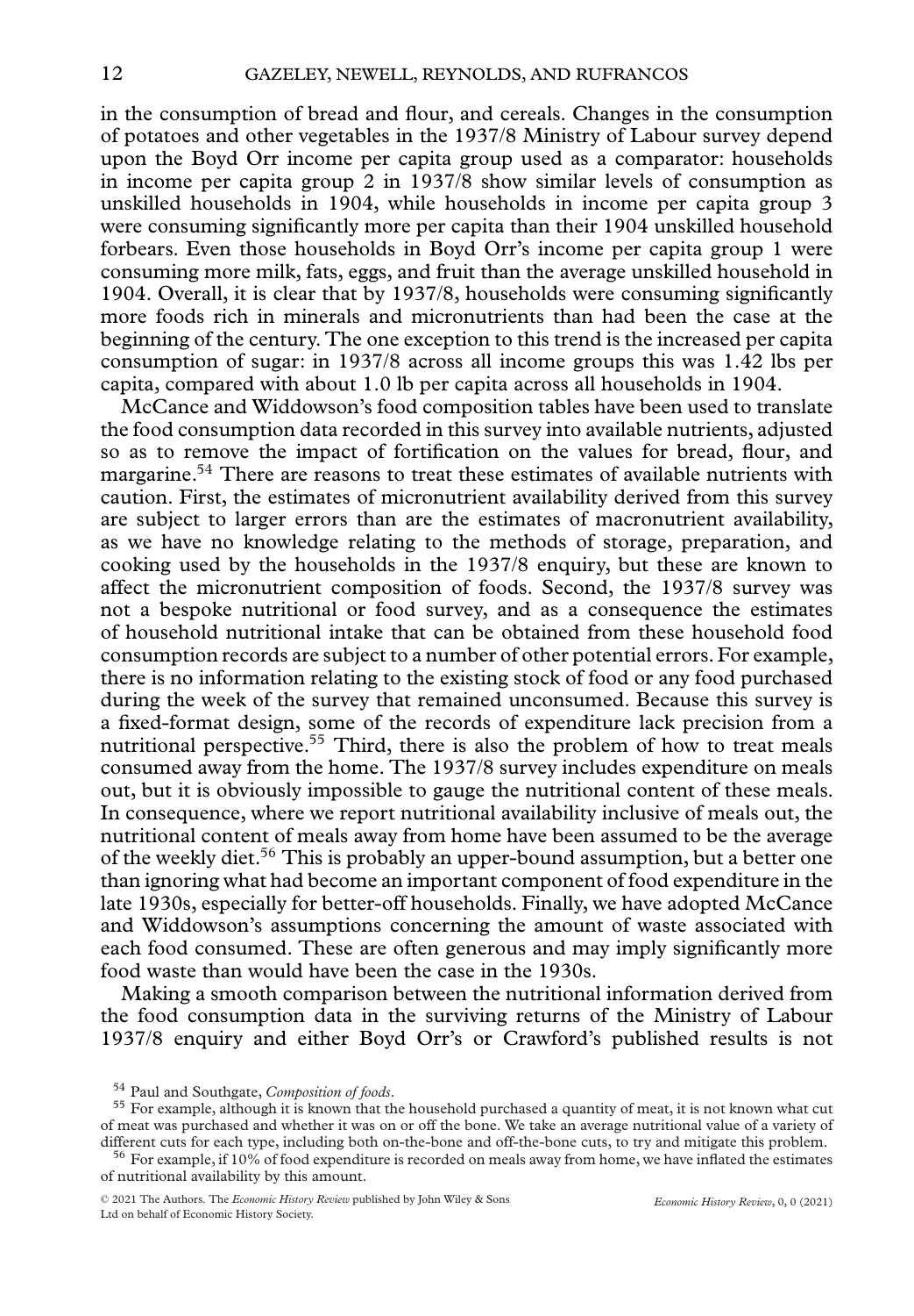in the consumption of bread and flour, and cereals. Changes in the consumption of potatoes and other vegetables in the 1937/8 Ministry of Labour survey depend upon the Boyd Orr income per capita group used as a comparator: households in income per capita group 2 in 1937/8 show similar levels of consumption as unskilled households in 1904, while households in income per capita group 3 were consuming significantly more per capita than their 1904 unskilled household forbears. Even those households in Boyd Orr's income per capita group 1 were consuming more milk, fats, eggs, and fruit than the average unskilled household in 1904. Overall, it is clear that by 1937/8, households were consuming significantly more foods rich in minerals and micronutrients than had been the case at the beginning of the century. The one exception to this trend is the increased per capita consumption of sugar: in 1937/8 across all income groups this was 1.42 lbs per capita, compared with about 1.0 lb per capita across all households in 1904.

McCance and Widdowson's food composition tables have been used to translate the food consumption data recorded in this survey into available nutrients, adjusted so as to remove the impact of fortification on the values for bread, flour, and margarine.[54] There are reasons to treat these estimates of available nutrients with caution. First, the estimates of micronutrient availability derived from this survey are subject to larger errors than are the estimates of macronutrient availability, as we have no knowledge relating to the methods of storage, preparation, and cooking used by the households in the 1937/8 enquiry, but these are known to affect the micronutrient composition of foods. Second, the 1937/8 survey was not a bespoke nutritional or food survey, and as a consequence the estimates of household nutritional intake that can be obtained from these household food consumption records are subject to a number of other potential errors. For example, there is no information relating to the existing stock of food or any food purchased during the week of the survey that remained unconsumed. Because this survey is a fixed-format design, some of the records of expenditure lack precision from a nutritional perspective.[55] Third, there is also the problem of how to treat meals consumed away from the home. The 1937/8 survey includes expenditure on meals out, but it is obviously impossible to gauge the nutritional content of these meals. In consequence, where we report nutritional availability inclusive of meals out, the nutritional content of meals away from home have been assumed to be the average of the weekly diet.[56] This is probably an upper-bound assumption, but a better one than ignoring what had become an important component of food expenditure in the late 1930s, especially for better-off households. Finally, we have adopted McCance and Widdowson's assumptions concerning the amount of waste associated with each food consumed. These are often generous and may imply significantly more food waste than would have been the case in the 1930s.

Making a smooth comparison between the nutritional information derived from the food consumption data in the surviving returns of the Ministry of Labour 1937/8 enquiry and either Boyd Orr's or Crawford's published results is not

[54] Paul and Southgate, *Composition of foods*.

[55] For example, although it is known that the household purchased a quantity of meat, it is not known what cut of meat was purchased and whether it was on or off the bone. We take an average nutritional value of a variety of different cuts for each type, including both on-the-bone and off-the-bone cuts, to try and mitigate this problem.

[56] For example, if 10% of food expenditure is recorded on meals away from home, we have inflated the estimates of nutritional availability by this amount.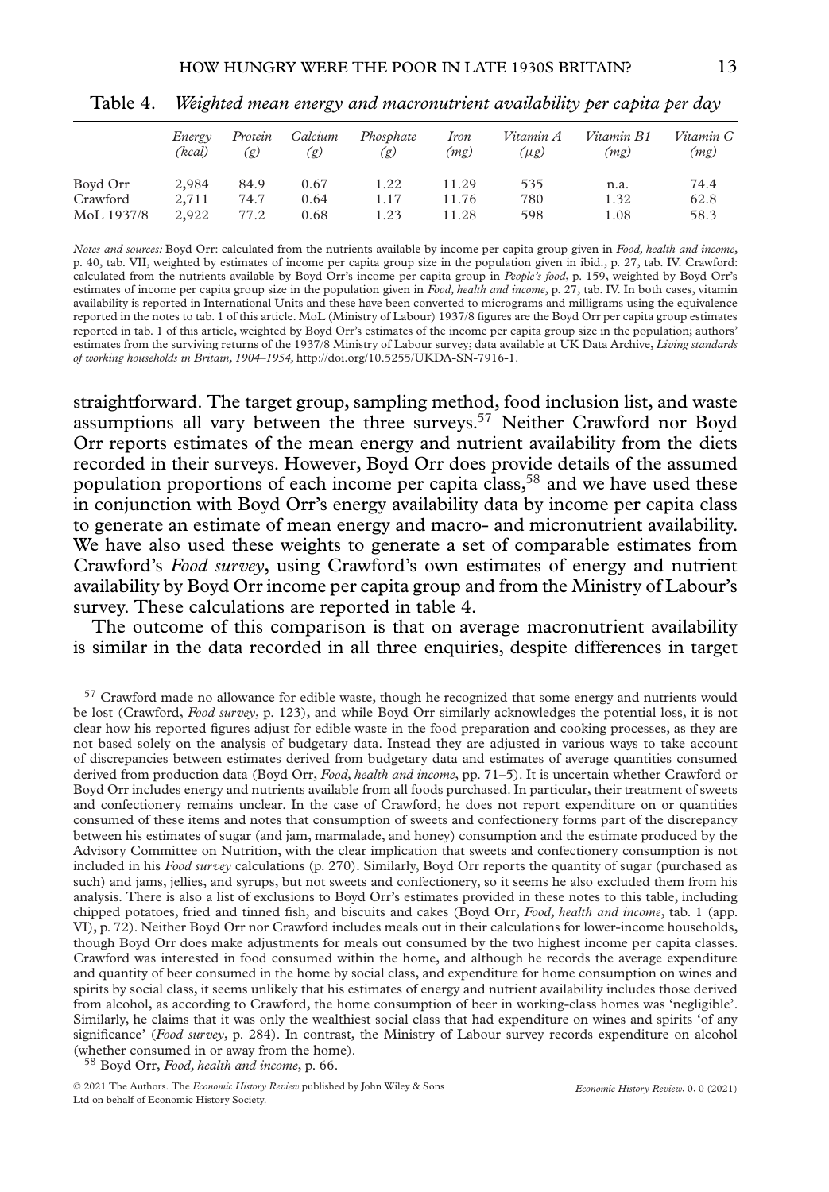Table 4. *Weighted mean energy and macronutrient availability per capita per day*

| | *Energy (kcal)* | *Protein (g)* | *Calcium (g)* | *Phosphate (g)* | *Iron (mg)* | *Vitamin A (μg)* | *Vitamin B1 (mg)* | *Vitamin C (mg)* |
|---|---|---|---|---|---|---|---|---|
| Boyd Orr | 2,984 | 84.9 | 0.67 | 1.22 | 11.29 | 535 | n.a. | 74.4 |
| Crawford | 2,711 | 74.7 | 0.64 | 1.17 | 11.76 | 780 | 1.32 | 62.8 |
| MoL 1937/8 | 2,922 | 77.2 | 0.68 | 1.23 | 11.28 | 598 | 1.08 | 58.3 |

*Notes and sources:* Boyd Orr: calculated from the nutrients available by income per capita group given in *Food, health and income*, p. 40, tab. VII, weighted by estimates of income per capita group size in the population given in ibid., p. 27, tab. IV. Crawford: calculated from the nutrients available by Boyd Orr's income per capita group in *People's food*, p. 159, weighted by Boyd Orr's estimates of income per capita group size in the population given in *Food, health and income*, p. 27, tab. IV. In both cases, vitamin availability is reported in International Units and these have been converted to micrograms and milligrams using the equivalence reported in the notes to tab. 1 of this article. MoL (Ministry of Labour) 1937/8 figures are the Boyd Orr per capita group estimates reported in tab. 1 of this article, weighted by Boyd Orr's estimates of the income per capita group size in the population; authors' estimates from the surviving returns of the 1937/8 Ministry of Labour survey; data available at UK Data Archive, *Living standards of working households in Britain, 1904–1954*, http://doi.org/10.5255/UKDA-SN-7916-1.

straightforward. The target group, sampling method, food inclusion list, and waste assumptions all vary between the three surveys.[57] Neither Crawford nor Boyd Orr reports estimates of the mean energy and nutrient availability from the diets recorded in their surveys. However, Boyd Orr does provide details of the assumed population proportions of each income per capita class,[58] and we have used these in conjunction with Boyd Orr's energy availability data by income per capita class to generate an estimate of mean energy and macro- and micronutrient availability. We have also used these weights to generate a set of comparable estimates from Crawford's *Food survey*, using Crawford's own estimates of energy and nutrient availability by Boyd Orr income per capita group and from the Ministry of Labour's survey. These calculations are reported in table 4.

The outcome of this comparison is that on average macronutrient availability is similar in the data recorded in all three enquiries, despite differences in target

[57] Crawford made no allowance for edible waste, though he recognized that some energy and nutrients would be lost (Crawford, *Food survey*, p. 123), and while Boyd Orr similarly acknowledges the potential loss, it is not clear how his reported figures adjust for edible waste in the food preparation and cooking processes, as they are not based solely on the analysis of budgetary data. Instead they are adjusted in various ways to take account of discrepancies between estimates derived from budgetary data and estimates of average quantities consumed derived from production data (Boyd Orr, *Food, health and income*, pp. 71–5). It is uncertain whether Crawford or Boyd Orr includes energy and nutrients available from all foods purchased. In particular, their treatment of sweets and confectionery remains unclear. In the case of Crawford, he does not report expenditure on or quantities consumed of these items and notes that consumption of sweets and confectionery forms part of the discrepancy between his estimates of sugar (and jam, marmalade, and honey) consumption and the estimate produced by the Advisory Committee on Nutrition, with the clear implication that sweets and confectionery consumption is not included in his *Food survey* calculations (p. 270). Similarly, Boyd Orr reports the quantity of sugar (purchased as such) and jams, jellies, and syrups, but not sweets and confectionery, so it seems he also excluded them from his analysis. There is also a list of exclusions to Boyd Orr's estimates provided in these notes to this table, including chipped potatoes, fried and tinned fish, and biscuits and cakes (Boyd Orr, *Food, health and income*, tab. 1 (app. VI), p. 72). Neither Boyd Orr nor Crawford includes meals out in their calculations for lower-income households, though Boyd Orr does make adjustments for meals out consumed by the two highest income per capita classes. Crawford was interested in food consumed within the home, and although he records the average expenditure and quantity of beer consumed in the home by social class, and expenditure for home consumption on wines and spirits by social class, it seems unlikely that his estimates of energy and nutrient availability includes those derived from alcohol, as according to Crawford, the home consumption of beer in working-class homes was 'negligible'. Similarly, he claims that it was only the wealthiest social class that had expenditure on wines and spirits 'of any significance' (*Food survey*, p. 284). In contrast, the Ministry of Labour survey records expenditure on alcohol (whether consumed in or away from the home).

[58] Boyd Orr, *Food, health and income*, p. 66.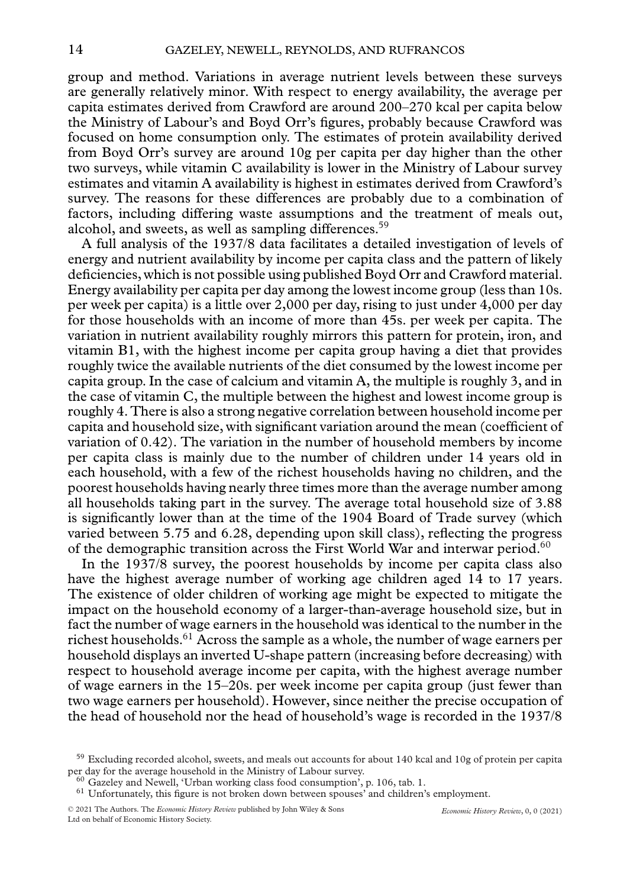group and method. Variations in average nutrient levels between these surveys are generally relatively minor. With respect to energy availability, the average per capita estimates derived from Crawford are around 200–270 kcal per capita below the Ministry of Labour's and Boyd Orr's figures, probably because Crawford was focused on home consumption only. The estimates of protein availability derived from Boyd Orr's survey are around 10g per capita per day higher than the other two surveys, while vitamin C availability is lower in the Ministry of Labour survey estimates and vitamin A availability is highest in estimates derived from Crawford's survey. The reasons for these differences are probably due to a combination of factors, including differing waste assumptions and the treatment of meals out, alcohol, and sweets, as well as sampling differences.[59]

A full analysis of the 1937/8 data facilitates a detailed investigation of levels of energy and nutrient availability by income per capita class and the pattern of likely deficiencies, which is not possible using published Boyd Orr and Crawford material. Energy availability per capita per day among the lowest income group (less than 10s. per week per capita) is a little over 2,000 per day, rising to just under 4,000 per day for those households with an income of more than 45s. per week per capita. The variation in nutrient availability roughly mirrors this pattern for protein, iron, and vitamin B1, with the highest income per capita group having a diet that provides roughly twice the available nutrients of the diet consumed by the lowest income per capita group. In the case of calcium and vitamin A, the multiple is roughly 3, and in the case of vitamin C, the multiple between the highest and lowest income group is roughly 4. There is also a strong negative correlation between household income per capita and household size, with significant variation around the mean (coefficient of variation of 0.42). The variation in the number of household members by income per capita class is mainly due to the number of children under 14 years old in each household, with a few of the richest households having no children, and the poorest households having nearly three times more than the average number among all households taking part in the survey. The average total household size of 3.88 is significantly lower than at the time of the 1904 Board of Trade survey (which varied between 5.75 and 6.28, depending upon skill class), reflecting the progress of the demographic transition across the First World War and interwar period.[60]

In the 1937/8 survey, the poorest households by income per capita class also have the highest average number of working age children aged 14 to 17 years. The existence of older children of working age might be expected to mitigate the impact on the household economy of a larger-than-average household size, but in fact the number of wage earners in the household was identical to the number in the richest households.[61] Across the sample as a whole, the number of wage earners per household displays an inverted U-shape pattern (increasing before decreasing) with respect to household average income per capita, with the highest average number of wage earners in the 15–20s. per week income per capita group (just fewer than two wage earners per household). However, since neither the precise occupation of the head of household nor the head of household's wage is recorded in the 1937/8

---

[59] Excluding recorded alcohol, sweets, and meals out accounts for about 140 kcal and 10g of protein per capita per day for the average household in the Ministry of Labour survey.

[60] Gazeley and Newell, 'Urban working class food consumption', p. 106, tab. 1.

[61] Unfortunately, this figure is not broken down between spouses' and children's employment.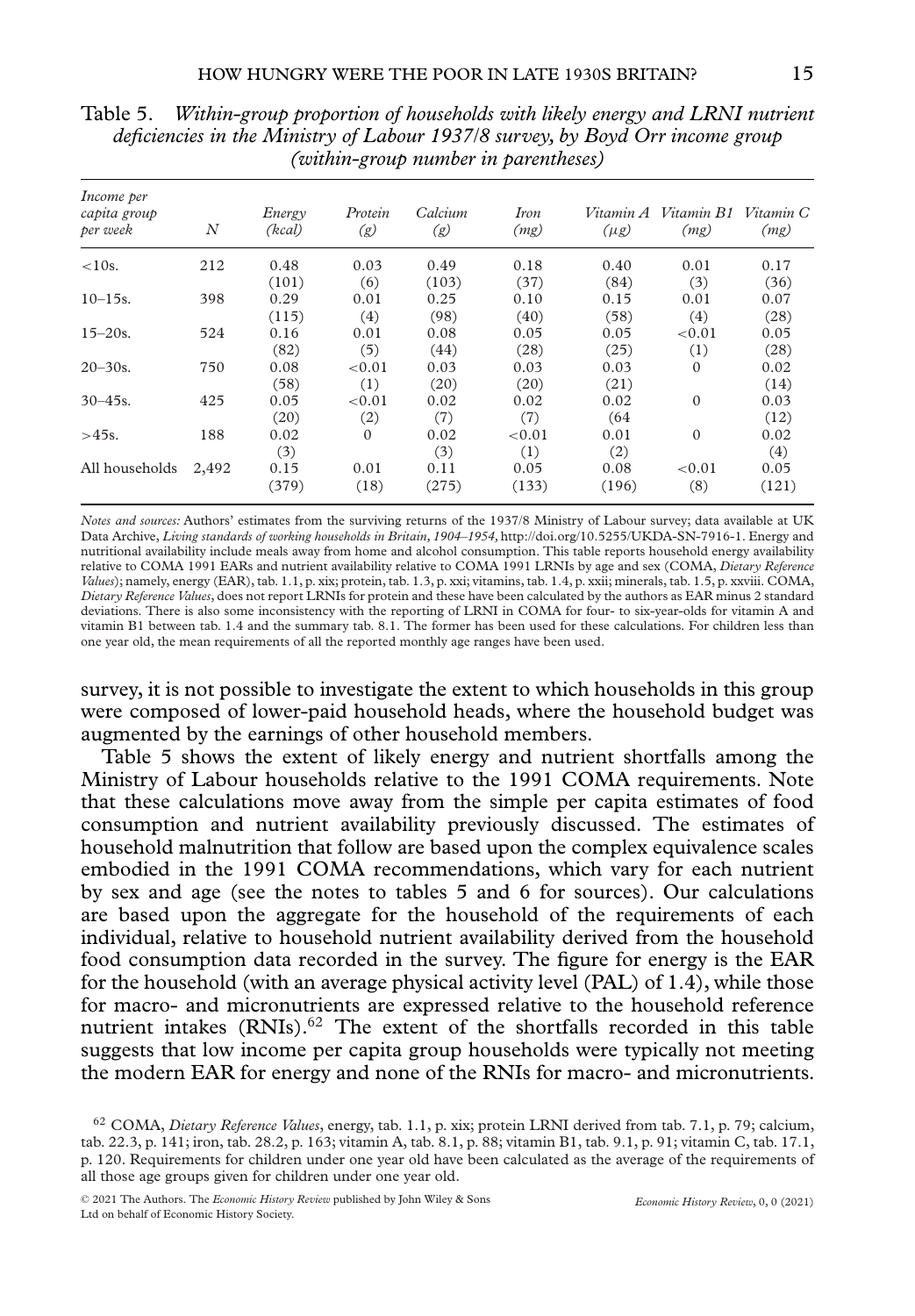Table 5. *Within-group proportion of households with likely energy and LRNI nutrient deficiencies in the Ministry of Labour 1937/8 survey, by Boyd Orr income group (within-group number in parentheses)*

| *Income per capita group per week* | *N* | *Energy (kcal)* | *Protein (g)* | *Calcium (g)* | *Iron (mg)* | *Vitamin A (μg)* | *Vitamin B1 (mg)* | *Vitamin C (mg)* |
|---|---|---|---|---|---|---|---|---|
| <10s. | 212 | 0.48 | 0.03 | 0.49 | 0.18 | 0.40 | 0.01 | 0.17 |
| | | (101) | (6) | (103) | (37) | (84) | (3) | (36) |
| 10–15s. | 398 | 0.29 | 0.01 | 0.25 | 0.10 | 0.15 | 0.01 | 0.07 |
| | | (115) | (4) | (98) | (40) | (58) | (4) | (28) |
| 15–20s. | 524 | 0.16 | 0.01 | 0.08 | 0.05 | 0.05 | <0.01 | 0.05 |
| | | (82) | (5) | (44) | (28) | (25) | (1) | (28) |
| 20–30s. | 750 | 0.08 | <0.01 | 0.03 | 0.03 | 0.03 | 0 | 0.02 |
| | | (58) | (1) | (20) | (20) | (21) | | (14) |
| 30–45s. | 425 | 0.05 | <0.01 | 0.02 | 0.02 | 0.02 | 0 | 0.03 |
| | | (20) | (2) | (7) | (7) | (64 | | (12) |
| >45s. | 188 | 0.02 | 0 | 0.02 | <0.01 | 0.01 | 0 | 0.02 |
| | | (3) | | (3) | (1) | (2) | | (4) |
| All households | 2,492 | 0.15 | 0.01 | 0.11 | 0.05 | 0.08 | <0.01 | 0.05 |
| | | (379) | (18) | (275) | (133) | (196) | (8) | (121) |

*Notes and sources:* Authors' estimates from the surviving returns of the 1937/8 Ministry of Labour survey; data available at UK Data Archive, *Living standards of working households in Britain, 1904–1954*, http://doi.org/10.5255/UKDA-SN-7916-1. Energy and nutritional availability include meals away from home and alcohol consumption. This table reports household energy availability relative to COMA 1991 EARs and nutrient availability relative to COMA 1991 LRNIs by age and sex (COMA, *Dietary Reference Values*); namely, energy (EAR), tab. 1.1, p. xix; protein, tab. 1.3, p. xxi; vitamins, tab. 1.4, p. xxii; minerals, tab. 1.5, p. xxviii. COMA, *Dietary Reference Values*, does not report LRNIs for protein and these have been calculated by the authors as EAR minus 2 standard deviations. There is also some inconsistency with the reporting of LRNI in COMA for four- to six-year-olds for vitamin A and vitamin B1 between tab. 1.4 and the summary tab. 8.1. The former has been used for these calculations. For children less than one year old, the mean requirements of all the reported monthly age ranges have been used.

survey, it is not possible to investigate the extent to which households in this group were composed of lower-paid household heads, where the household budget was augmented by the earnings of other household members.

Table 5 shows the extent of likely energy and nutrient shortfalls among the Ministry of Labour households relative to the 1991 COMA requirements. Note that these calculations move away from the simple per capita estimates of food consumption and nutrient availability previously discussed. The estimates of household malnutrition that follow are based upon the complex equivalence scales embodied in the 1991 COMA recommendations, which vary for each nutrient by sex and age (see the notes to tables 5 and 6 for sources). Our calculations are based upon the aggregate for the household of the requirements of each individual, relative to household nutrient availability derived from the household food consumption data recorded in the survey. The figure for energy is the EAR for the household (with an average physical activity level (PAL) of 1.4), while those for macro- and micronutrients are expressed relative to the household reference nutrient intakes (RNIs).[62] The extent of the shortfalls recorded in this table suggests that low income per capita group households were typically not meeting the modern EAR for energy and none of the RNIs for macro- and micronutrients.

[62] COMA, *Dietary Reference Values*, energy, tab. 1.1, p. xix; protein LRNI derived from tab. 7.1, p. 79; calcium, tab. 22.3, p. 141; iron, tab. 28.2, p. 163; vitamin A, tab. 8.1, p. 88; vitamin B1, tab. 9.1, p. 91; vitamin C, tab. 17.1, p. 120. Requirements for children under one year old have been calculated as the average of the requirements of all those age groups given for children under one year old.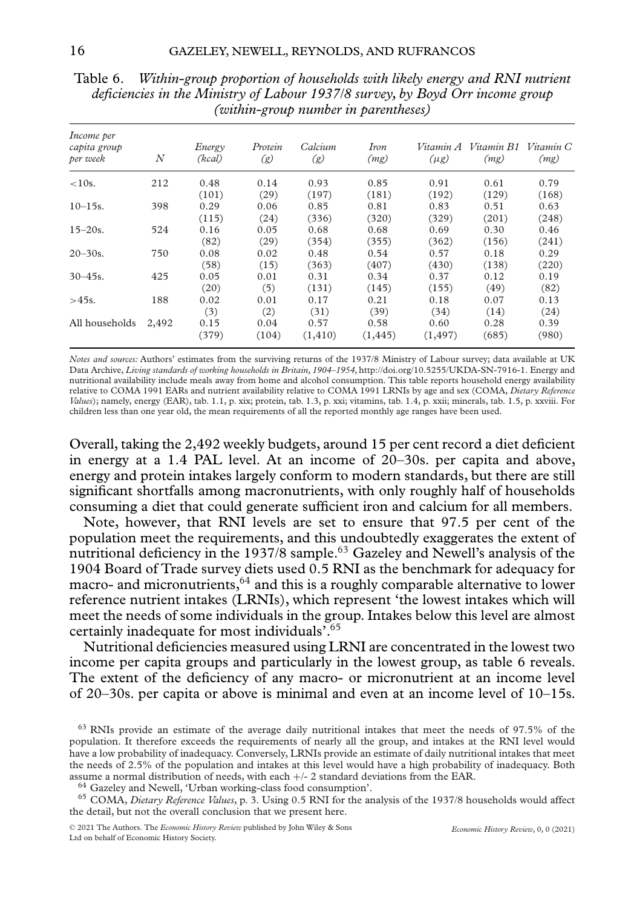Table 6. *Within-group proportion of households with likely energy and RNI nutrient deficiencies in the Ministry of Labour 1937/8 survey, by Boyd Orr income group (within-group number in parentheses)*

| *Income per capita group per week* | *N* | *Energy (kcal)* | *Protein (g)* | *Calcium (g)* | *Iron (mg)* | *Vitamin A (μg)* | *Vitamin B1 (mg)* | *Vitamin C (mg)* |
|---|---|---|---|---|---|---|---|---|
| <10s. | 212 | 0.48 (101) | 0.14 (29) | 0.93 (197) | 0.85 (181) | 0.91 (192) | 0.61 (129) | 0.79 (168) |
| 10–15s. | 398 | 0.29 (115) | 0.06 (24) | 0.85 (336) | 0.81 (320) | 0.83 (329) | 0.51 (201) | 0.63 (248) |
| 15–20s. | 524 | 0.16 (82) | 0.05 (29) | 0.68 (354) | 0.68 (355) | 0.69 (362) | 0.30 (156) | 0.46 (241) |
| 20–30s. | 750 | 0.08 (58) | 0.02 (15) | 0.48 (363) | 0.54 (407) | 0.57 (430) | 0.18 (138) | 0.29 (220) |
| 30–45s. | 425 | 0.05 (20) | 0.01 (5) | 0.31 (131) | 0.34 (145) | 0.37 (155) | 0.12 (49) | 0.19 (82) |
| >45s. | 188 | 0.02 (3) | 0.01 (2) | 0.17 (31) | 0.21 (39) | 0.18 (34) | 0.07 (14) | 0.13 (24) |
| All households | 2,492 | 0.15 (379) | 0.04 (104) | 0.57 (1,410) | 0.58 (1,445) | 0.60 (1,497) | 0.28 (685) | 0.39 (980) |

*Notes and sources:* Authors' estimates from the surviving returns of the 1937/8 Ministry of Labour survey; data available at UK Data Archive, *Living standards of working households in Britain, 1904–1954*, http://doi.org/10.5255/UKDA-SN-7916-1. Energy and nutritional availability include meals away from home and alcohol consumption. This table reports household energy availability relative to COMA 1991 EARs and nutrient availability relative to COMA 1991 LRNIs by age and sex (COMA, *Dietary Reference Values*); namely, energy (EAR), tab. 1.1, p. xix; protein, tab. 1.3, p. xxi; vitamins, tab. 1.4, p. xxii; minerals, tab. 1.5, p. xxviii. For children less than one year old, the mean requirements of all the reported monthly age ranges have been used.

Overall, taking the 2,492 weekly budgets, around 15 per cent record a diet deficient in energy at a 1.4 PAL level. At an income of 20–30s. per capita and above, energy and protein intakes largely conform to modern standards, but there are still significant shortfalls among macronutrients, with only roughly half of households consuming a diet that could generate sufficient iron and calcium for all members.

Note, however, that RNI levels are set to ensure that 97.5 per cent of the population meet the requirements, and this undoubtedly exaggerates the extent of nutritional deficiency in the 1937/8 sample.[63] Gazeley and Newell's analysis of the 1904 Board of Trade survey diets used 0.5 RNI as the benchmark for adequacy for macro- and micronutrients,[64] and this is a roughly comparable alternative to lower reference nutrient intakes (LRNIs), which represent 'the lowest intakes which will meet the needs of some individuals in the group. Intakes below this level are almost certainly inadequate for most individuals'.[65]

Nutritional deficiencies measured using LRNI are concentrated in the lowest two income per capita groups and particularly in the lowest group, as table 6 reveals. The extent of the deficiency of any macro- or micronutrient at an income level of 20–30s. per capita or above is minimal and even at an income level of 10–15s.

[63] RNIs provide an estimate of the average daily nutritional intakes that meet the needs of 97.5% of the population. It therefore exceeds the requirements of nearly all the group, and intakes at the RNI level would have a low probability of inadequacy. Conversely, LRNIs provide an estimate of daily nutritional intakes that meet the needs of 2.5% of the population and intakes at this level would have a high probability of inadequacy. Both assume a normal distribution of needs, with each +/- 2 standard deviations from the EAR.

[64] Gazeley and Newell, 'Urban working-class food consumption'.

[65] COMA, *Dietary Reference Values*, p. 3. Using 0.5 RNI for the analysis of the 1937/8 households would affect the detail, but not the overall conclusion that we present here.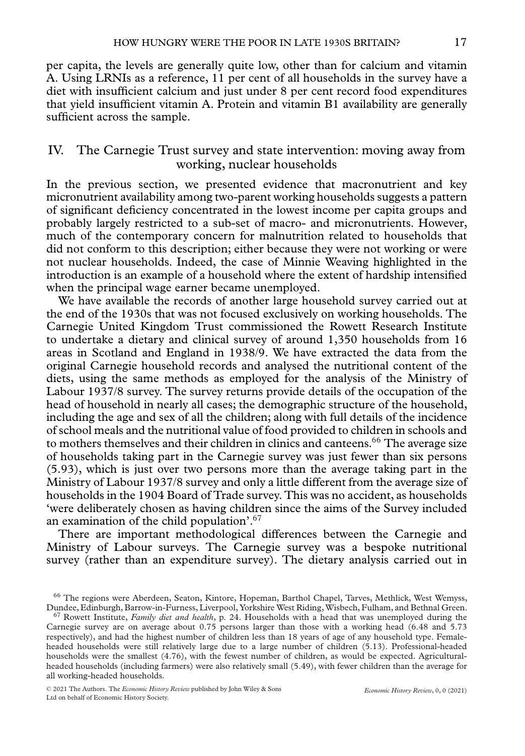per capita, the levels are generally quite low, other than for calcium and vitamin A. Using LRNIs as a reference, 11 per cent of all households in the survey have a diet with insufficient calcium and just under 8 per cent record food expenditures that yield insufficient vitamin A. Protein and vitamin B1 availability are generally sufficient across the sample.

## IV. The Carnegie Trust survey and state intervention: moving away from working, nuclear households

In the previous section, we presented evidence that macronutrient and key micronutrient availability among two-parent working households suggests a pattern of significant deficiency concentrated in the lowest income per capita groups and probably largely restricted to a sub-set of macro- and micronutrients. However, much of the contemporary concern for malnutrition related to households that did not conform to this description; either because they were not working or were not nuclear households. Indeed, the case of Minnie Weaving highlighted in the introduction is an example of a household where the extent of hardship intensified when the principal wage earner became unemployed.

We have available the records of another large household survey carried out at the end of the 1930s that was not focused exclusively on working households. The Carnegie United Kingdom Trust commissioned the Rowett Research Institute to undertake a dietary and clinical survey of around 1,350 households from 16 areas in Scotland and England in 1938/9. We have extracted the data from the original Carnegie household records and analysed the nutritional content of the diets, using the same methods as employed for the analysis of the Ministry of Labour 1937/8 survey. The survey returns provide details of the occupation of the head of household in nearly all cases; the demographic structure of the household, including the age and sex of all the children; along with full details of the incidence of school meals and the nutritional value of food provided to children in schools and to mothers themselves and their children in clinics and canteens.[66] The average size of households taking part in the Carnegie survey was just fewer than six persons (5.93), which is just over two persons more than the average taking part in the Ministry of Labour 1937/8 survey and only a little different from the average size of households in the 1904 Board of Trade survey. This was no accident, as households 'were deliberately chosen as having children since the aims of the Survey included an examination of the child population'.[67]

There are important methodological differences between the Carnegie and Ministry of Labour surveys. The Carnegie survey was a bespoke nutritional survey (rather than an expenditure survey). The dietary analysis carried out in

[66] The regions were Aberdeen, Seaton, Kintore, Hopeman, Barthol Chapel, Tarves, Methlick, West Wemyss, Dundee, Edinburgh, Barrow-in-Furness, Liverpool, Yorkshire West Riding, Wisbech, Fulham, and Bethnal Green.

[67] Rowett Institute, *Family diet and health*, p. 24. Households with a head that was unemployed during the Carnegie survey are on average about 0.75 persons larger than those with a working head (6.48 and 5.73 respectively), and had the highest number of children less than 18 years of age of any household type. Female-headed households were still relatively large due to a large number of children (5.13). Professional-headed households were the smallest (4.76), with the fewest number of children, as would be expected. Agricultural-headed households (including farmers) were also relatively small (5.49), with fewer children than the average for all working-headed households.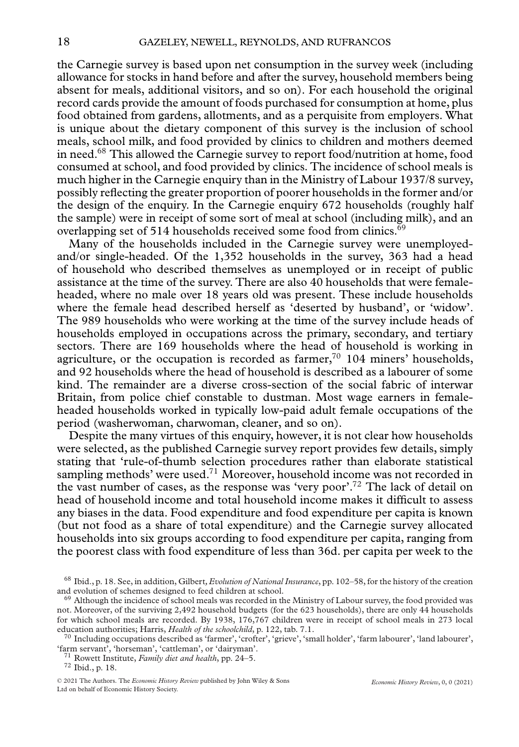the Carnegie survey is based upon net consumption in the survey week (including allowance for stocks in hand before and after the survey, household members being absent for meals, additional visitors, and so on). For each household the original record cards provide the amount of foods purchased for consumption at home, plus food obtained from gardens, allotments, and as a perquisite from employers. What is unique about the dietary component of this survey is the inclusion of school meals, school milk, and food provided by clinics to children and mothers deemed in need.[68] This allowed the Carnegie survey to report food/nutrition at home, food consumed at school, and food provided by clinics. The incidence of school meals is much higher in the Carnegie enquiry than in the Ministry of Labour 1937/8 survey, possibly reflecting the greater proportion of poorer households in the former and/or the design of the enquiry. In the Carnegie enquiry 672 households (roughly half the sample) were in receipt of some sort of meal at school (including milk), and an overlapping set of 514 households received some food from clinics.[69]

Many of the households included in the Carnegie survey were unemployed-and/or single-headed. Of the 1,352 households in the survey, 363 had a head of household who described themselves as unemployed or in receipt of public assistance at the time of the survey. There are also 40 households that were female-headed, where no male over 18 years old was present. These include households where the female head described herself as 'deserted by husband', or 'widow'. The 989 households who were working at the time of the survey include heads of households employed in occupations across the primary, secondary, and tertiary sectors. There are 169 households where the head of household is working in agriculture, or the occupation is recorded as farmer,[70] 104 miners' households, and 92 households where the head of household is described as a labourer of some kind. The remainder are a diverse cross-section of the social fabric of interwar Britain, from police chief constable to dustman. Most wage earners in female-headed households worked in typically low-paid adult female occupations of the period (washerwoman, charwoman, cleaner, and so on).

Despite the many virtues of this enquiry, however, it is not clear how households were selected, as the published Carnegie survey report provides few details, simply stating that 'rule-of-thumb selection procedures rather than elaborate statistical sampling methods' were used.[71] Moreover, household income was not recorded in the vast number of cases, as the response was 'very poor'.[72] The lack of detail on head of household income and total household income makes it difficult to assess any biases in the data. Food expenditure and food expenditure per capita is known (but not food as a share of total expenditure) and the Carnegie survey allocated households into six groups according to food expenditure per capita, ranging from the poorest class with food expenditure of less than 36d. per capita per week to the

[68] Ibid., p. 18. See, in addition, Gilbert, *Evolution of National Insurance*, pp. 102–58, for the history of the creation and evolution of schemes designed to feed children at school.

[69] Although the incidence of school meals was recorded in the Ministry of Labour survey, the food provided was not. Moreover, of the surviving 2,492 household budgets (for the 623 households), there are only 44 households for which school meals are recorded. By 1938, 176,767 children were in receipt of school meals in 273 local education authorities; Harris, *Health of the schoolchild*, p. 122, tab. 7.1.

[70] Including occupations described as 'farmer', 'crofter', 'grieve', 'small holder', 'farm labourer', 'land labourer', 'farm servant', 'horseman', 'cattleman', or 'dairyman'.

[71] Rowett Institute, *Family diet and health*, pp. 24–5.

[72] Ibid., p. 18.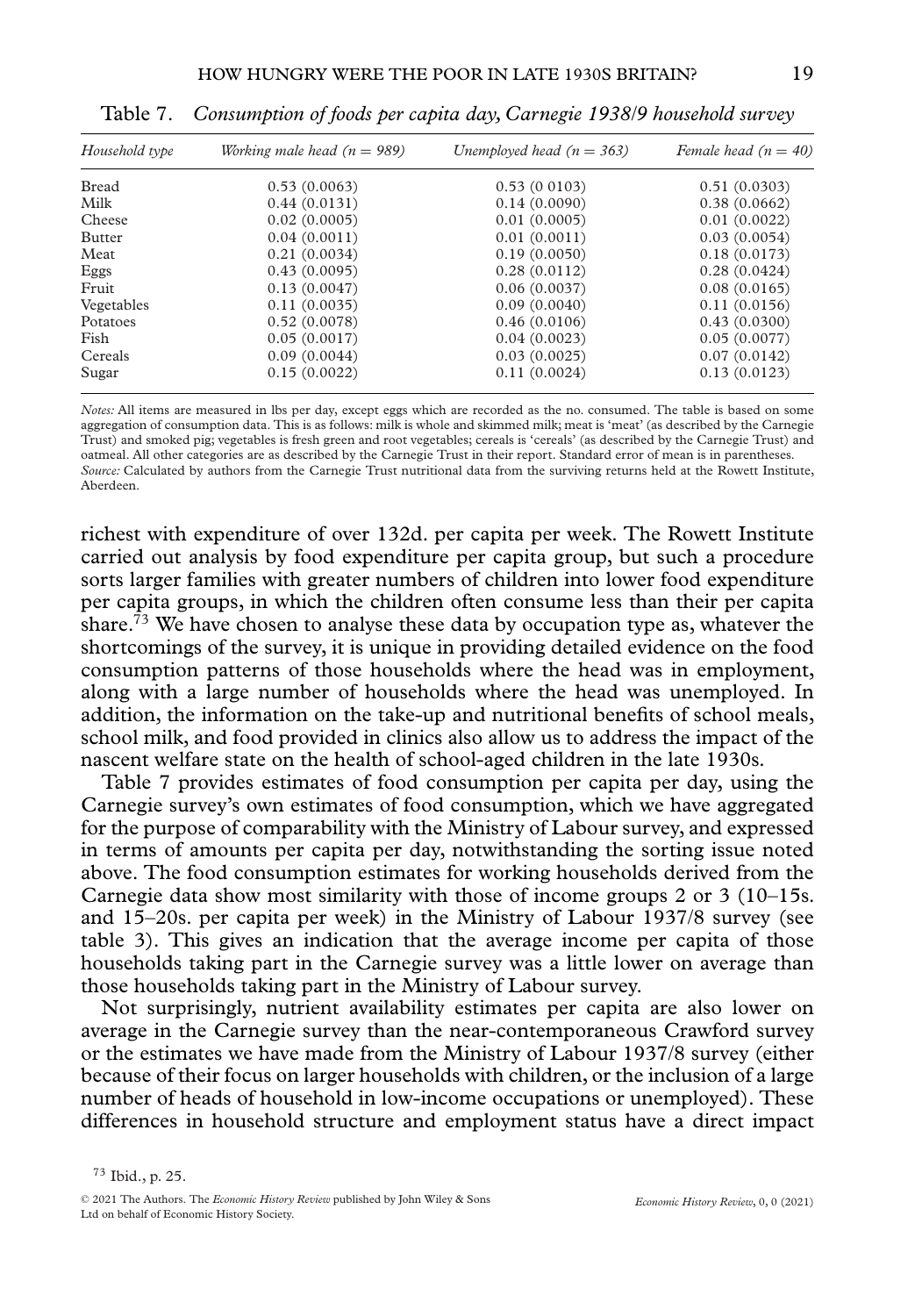Table 7. *Consumption of foods per capita day, Carnegie 1938/9 household survey*

| *Household type* | *Working male head (n = 989)* | *Unemployed head (n = 363)* | *Female head (n = 40)* |
|---|---|---|---|
| Bread | 0.53 (0.0063) | 0.53 (0 0103) | 0.51 (0.0303) |
| Milk | 0.44 (0.0131) | 0.14 (0.0090) | 0.38 (0.0662) |
| Cheese | 0.02 (0.0005) | 0.01 (0.0005) | 0.01 (0.0022) |
| Butter | 0.04 (0.0011) | 0.01 (0.0011) | 0.03 (0.0054) |
| Meat | 0.21 (0.0034) | 0.19 (0.0050) | 0.18 (0.0173) |
| Eggs | 0.43 (0.0095) | 0.28 (0.0112) | 0.28 (0.0424) |
| Fruit | 0.13 (0.0047) | 0.06 (0.0037) | 0.08 (0.0165) |
| Vegetables | 0.11 (0.0035) | 0.09 (0.0040) | 0.11 (0.0156) |
| Potatoes | 0.52 (0.0078) | 0.46 (0.0106) | 0.43 (0.0300) |
| Fish | 0.05 (0.0017) | 0.04 (0.0023) | 0.05 (0.0077) |
| Cereals | 0.09 (0.0044) | 0.03 (0.0025) | 0.07 (0.0142) |
| Sugar | 0.15 (0.0022) | 0.11 (0.0024) | 0.13 (0.0123) |

*Notes:* All items are measured in lbs per day, except eggs which are recorded as the no. consumed. The table is based on some aggregation of consumption data. This is as follows: milk is whole and skimmed milk; meat is 'meat' (as described by the Carnegie Trust) and smoked pig; vegetables is fresh green and root vegetables; cereals is 'cereals' (as described by the Carnegie Trust) and oatmeal. All other categories are as described by the Carnegie Trust in their report. Standard error of mean is in parentheses.
*Source:* Calculated by authors from the Carnegie Trust nutritional data from the surviving returns held at the Rowett Institute, Aberdeen.

richest with expenditure of over 132d. per capita per week. The Rowett Institute carried out analysis by food expenditure per capita group, but such a procedure sorts larger families with greater numbers of children into lower food expenditure per capita groups, in which the children often consume less than their per capita share.[73] We have chosen to analyse these data by occupation type as, whatever the shortcomings of the survey, it is unique in providing detailed evidence on the food consumption patterns of those households where the head was in employment, along with a large number of households where the head was unemployed. In addition, the information on the take-up and nutritional benefits of school meals, school milk, and food provided in clinics also allow us to address the impact of the nascent welfare state on the health of school-aged children in the late 1930s.

Table 7 provides estimates of food consumption per capita per day, using the Carnegie survey's own estimates of food consumption, which we have aggregated for the purpose of comparability with the Ministry of Labour survey, and expressed in terms of amounts per capita per day, notwithstanding the sorting issue noted above. The food consumption estimates for working households derived from the Carnegie data show most similarity with those of income groups 2 or 3 (10–15s. and 15–20s. per capita per week) in the Ministry of Labour 1937/8 survey (see table 3). This gives an indication that the average income per capita of those households taking part in the Carnegie survey was a little lower on average than those households taking part in the Ministry of Labour survey.

Not surprisingly, nutrient availability estimates per capita are also lower on average in the Carnegie survey than the near-contemporaneous Crawford survey or the estimates we have made from the Ministry of Labour 1937/8 survey (either because of their focus on larger households with children, or the inclusion of a large number of heads of household in low-income occupations or unemployed). These differences in household structure and employment status have a direct impact

[73] Ibid., p. 25.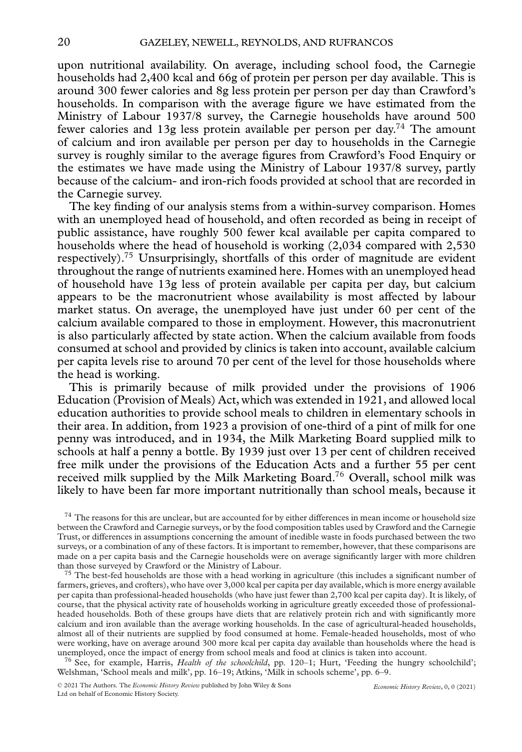upon nutritional availability. On average, including school food, the Carnegie households had 2,400 kcal and 66g of protein per person per day available. This is around 300 fewer calories and 8g less protein per person per day than Crawford's households. In comparison with the average figure we have estimated from the Ministry of Labour 1937/8 survey, the Carnegie households have around 500 fewer calories and 13g less protein available per person per day.[74] The amount of calcium and iron available per person per day to households in the Carnegie survey is roughly similar to the average figures from Crawford's Food Enquiry or the estimates we have made using the Ministry of Labour 1937/8 survey, partly because of the calcium- and iron-rich foods provided at school that are recorded in the Carnegie survey.

The key finding of our analysis stems from a within-survey comparison. Homes with an unemployed head of household, and often recorded as being in receipt of public assistance, have roughly 500 fewer kcal available per capita compared to households where the head of household is working (2,034 compared with 2,530 respectively).[75] Unsurprisingly, shortfalls of this order of magnitude are evident throughout the range of nutrients examined here. Homes with an unemployed head of household have 13g less of protein available per capita per day, but calcium appears to be the macronutrient whose availability is most affected by labour market status. On average, the unemployed have just under 60 per cent of the calcium available compared to those in employment. However, this macronutrient is also particularly affected by state action. When the calcium available from foods consumed at school and provided by clinics is taken into account, available calcium per capita levels rise to around 70 per cent of the level for those households where the head is working.

This is primarily because of milk provided under the provisions of 1906 Education (Provision of Meals) Act, which was extended in 1921, and allowed local education authorities to provide school meals to children in elementary schools in their area. In addition, from 1923 a provision of one-third of a pint of milk for one penny was introduced, and in 1934, the Milk Marketing Board supplied milk to schools at half a penny a bottle. By 1939 just over 13 per cent of children received free milk under the provisions of the Education Acts and a further 55 per cent received milk supplied by the Milk Marketing Board.[76] Overall, school milk was likely to have been far more important nutritionally than school meals, because it

[74] The reasons for this are unclear, but are accounted for by either differences in mean income or household size between the Crawford and Carnegie surveys, or by the food composition tables used by Crawford and the Carnegie Trust, or differences in assumptions concerning the amount of inedible waste in foods purchased between the two surveys, or a combination of any of these factors. It is important to remember, however, that these comparisons are made on a per capita basis and the Carnegie households were on average significantly larger with more children than those surveyed by Crawford or the Ministry of Labour.

[75] The best-fed households are those with a head working in agriculture (this includes a significant number of farmers, grieves, and crofters), who have over 3,000 kcal per capita per day available, which is more energy available per capita than professional-headed households (who have just fewer than 2,700 kcal per capita day). It is likely, of course, that the physical activity rate of households working in agriculture greatly exceeded those of professional-headed households. Both of these groups have diets that are relatively protein rich and with significantly more calcium and iron available than the average working households. In the case of agricultural-headed households, almost all of their nutrients are supplied by food consumed at home. Female-headed households, most of who were working, have on average around 300 more kcal per capita day available than households where the head is unemployed, once the impact of energy from school meals and food at clinics is taken into account.

[76] See, for example, Harris, *Health of the schoolchild*, pp. 120–1; Hurt, 'Feeding the hungry schoolchild'; Welshman, 'School meals and milk', pp. 16–19; Atkins, 'Milk in schools scheme', pp. 6–9.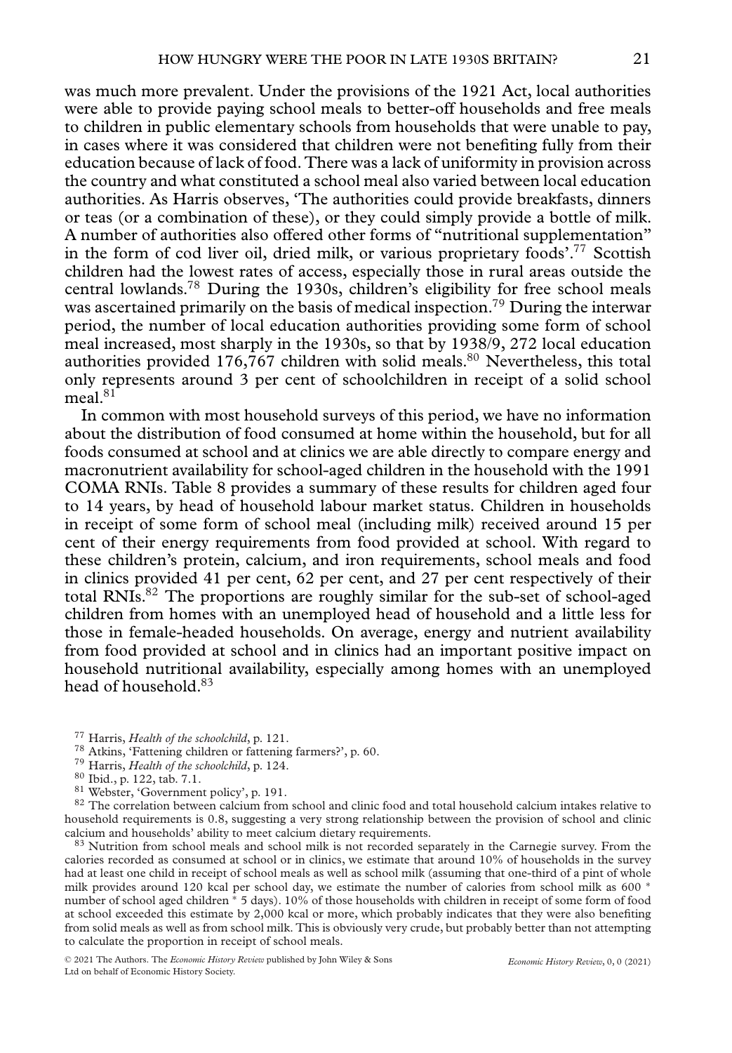was much more prevalent. Under the provisions of the 1921 Act, local authorities were able to provide paying school meals to better-off households and free meals to children in public elementary schools from households that were unable to pay, in cases where it was considered that children were not benefiting fully from their education because of lack of food. There was a lack of uniformity in provision across the country and what constituted a school meal also varied between local education authorities. As Harris observes, 'The authorities could provide breakfasts, dinners or teas (or a combination of these), or they could simply provide a bottle of milk. A number of authorities also offered other forms of "nutritional supplementation" in the form of cod liver oil, dried milk, or various proprietary foods'.[77] Scottish children had the lowest rates of access, especially those in rural areas outside the central lowlands.[78] During the 1930s, children's eligibility for free school meals was ascertained primarily on the basis of medical inspection.[79] During the interwar period, the number of local education authorities providing some form of school meal increased, most sharply in the 1930s, so that by 1938/9, 272 local education authorities provided 176,767 children with solid meals.[80] Nevertheless, this total only represents around 3 per cent of schoolchildren in receipt of a solid school meal.[81]

In common with most household surveys of this period, we have no information about the distribution of food consumed at home within the household, but for all foods consumed at school and at clinics we are able directly to compare energy and macronutrient availability for school-aged children in the household with the 1991 COMA RNIs. Table 8 provides a summary of these results for children aged four to 14 years, by head of household labour market status. Children in households in receipt of some form of school meal (including milk) received around 15 per cent of their energy requirements from food provided at school. With regard to these children's protein, calcium, and iron requirements, school meals and food in clinics provided 41 per cent, 62 per cent, and 27 per cent respectively of their total RNIs.[82] The proportions are roughly similar for the sub-set of school-aged children from homes with an unemployed head of household and a little less for those in female-headed households. On average, energy and nutrient availability from food provided at school and in clinics had an important positive impact on household nutritional availability, especially among homes with an unemployed head of household.[83]

[77] Harris, *Health of the schoolchild*, p. 121.

[78] Atkins, 'Fattening children or fattening farmers?', p. 60.

[79] Harris, *Health of the schoolchild*, p. 124.

[80] Ibid., p. 122, tab. 7.1.

[81] Webster, 'Government policy', p. 191.

[82] The correlation between calcium from school and clinic food and total household calcium intakes relative to household requirements is 0.8, suggesting a very strong relationship between the provision of school and clinic calcium and households' ability to meet calcium dietary requirements.

[83] Nutrition from school meals and school milk is not recorded separately in the Carnegie survey. From the calories recorded as consumed at school or in clinics, we estimate that around 10% of households in the survey had at least one child in receipt of school meals as well as school milk (assuming that one-third of a pint of whole milk provides around 120 kcal per school day, we estimate the number of calories from school milk as 600 * number of school aged children * 5 days). 10% of those households with children in receipt of some form of food at school exceeded this estimate by 2,000 kcal or more, which probably indicates that they were also benefiting from solid meals as well as from school milk. This is obviously very crude, but probably better than not attempting to calculate the proportion in receipt of school meals.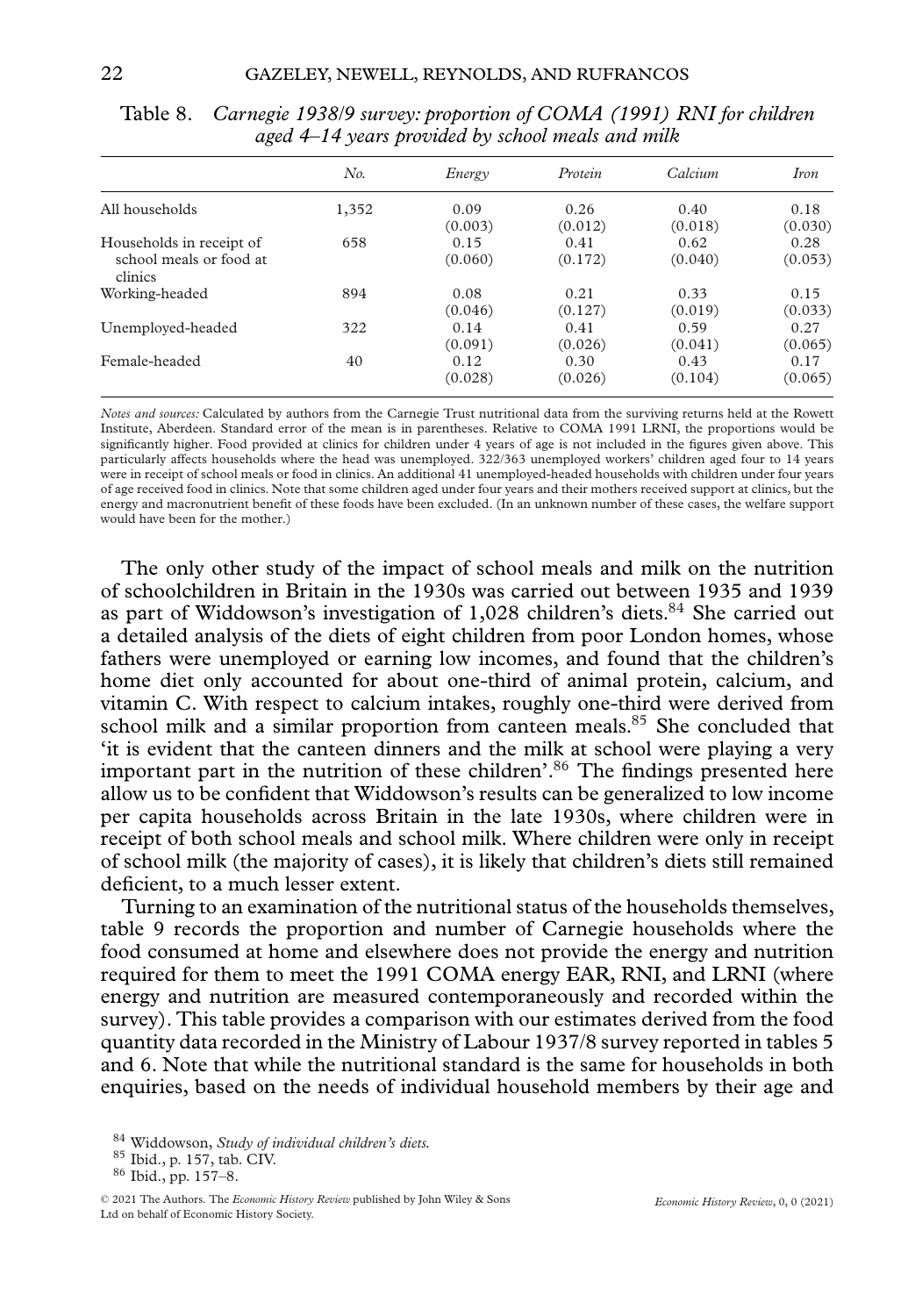Table 8. *Carnegie 1938/9 survey: proportion of COMA (1991) RNI for children aged 4–14 years provided by school meals and milk*

| | *No.* | *Energy* | *Protein* | *Calcium* | *Iron* |
|---|---|---|---|---|---|
| All households | 1,352 | 0.09 (0.003) | 0.26 (0.012) | 0.40 (0.018) | 0.18 (0.030) |
| Households in receipt of school meals or food at clinics | 658 | 0.15 (0.060) | 0.41 (0.172) | 0.62 (0.040) | 0.28 (0.053) |
| Working-headed | 894 | 0.08 (0.046) | 0.21 (0.127) | 0.33 (0.019) | 0.15 (0.033) |
| Unemployed-headed | 322 | 0.14 (0.091) | 0.41 (0.026) | 0.59 (0.041) | 0.27 (0.065) |
| Female-headed | 40 | 0.12 (0.028) | 0.30 (0.026) | 0.43 (0.104) | 0.17 (0.065) |

*Notes and sources:* Calculated by authors from the Carnegie Trust nutritional data from the surviving returns held at the Rowett Institute, Aberdeen. Standard error of the mean is in parentheses. Relative to COMA 1991 LRNI, the proportions would be significantly higher. Food provided at clinics for children under 4 years of age is not included in the figures given above. This particularly affects households where the head was unemployed. 322/363 unemployed workers' children aged four to 14 years were in receipt of school meals or food in clinics. An additional 41 unemployed-headed households with children under four years of age received food in clinics. Note that some children aged under four years and their mothers received support at clinics, but the energy and macronutrient benefit of these foods have been excluded. (In an unknown number of these cases, the welfare support would have been for the mother.)

The only other study of the impact of school meals and milk on the nutrition of schoolchildren in Britain in the 1930s was carried out between 1935 and 1939 as part of Widdowson's investigation of 1,028 children's diets.[84] She carried out a detailed analysis of the diets of eight children from poor London homes, whose fathers were unemployed or earning low incomes, and found that the children's home diet only accounted for about one-third of animal protein, calcium, and vitamin C. With respect to calcium intakes, roughly one-third were derived from school milk and a similar proportion from canteen meals.[85] She concluded that 'it is evident that the canteen dinners and the milk at school were playing a very important part in the nutrition of these children'.[86] The findings presented here allow us to be confident that Widdowson's results can be generalized to low income per capita households across Britain in the late 1930s, where children were in receipt of both school meals and school milk. Where children were only in receipt of school milk (the majority of cases), it is likely that children's diets still remained deficient, to a much lesser extent.

Turning to an examination of the nutritional status of the households themselves, table 9 records the proportion and number of Carnegie households where the food consumed at home and elsewhere does not provide the energy and nutrition required for them to meet the 1991 COMA energy EAR, RNI, and LRNI (where energy and nutrition are measured contemporaneously and recorded within the survey). This table provides a comparison with our estimates derived from the food quantity data recorded in the Ministry of Labour 1937/8 survey reported in tables 5 and 6. Note that while the nutritional standard is the same for households in both enquiries, based on the needs of individual household members by their age and

[84] Widdowson, *Study of individual children's diets.*

[85] Ibid., p. 157, tab. CIV.

[86] Ibid., pp. 157–8.

© 2021 The Authors. The *Economic History Review* published by John Wiley & Sons Ltd on behalf of Economic History Society.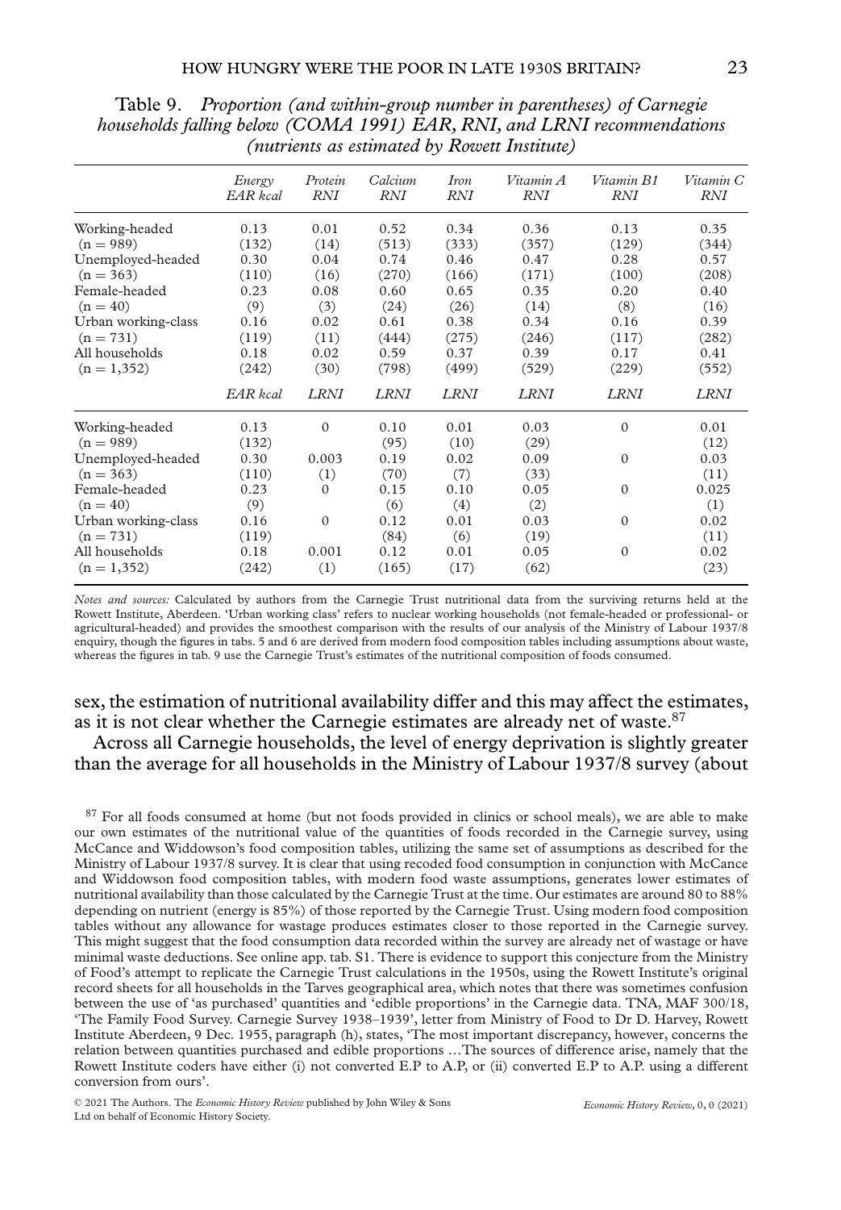Table 9. *Proportion (and within-group number in parentheses) of Carnegie households falling below (COMA 1991) EAR, RNI, and LRNI recommendations (nutrients as estimated by Rowett Institute)*

| | *Energy EAR kcal* | *Protein RNI* | *Calcium RNI* | *Iron RNI* | *Vitamin A RNI* | *Vitamin B1 RNI* | *Vitamin C RNI* |
|---|---|---|---|---|---|---|---|
| Working-headed | 0.13 | 0.01 | 0.52 | 0.34 | 0.36 | 0.13 | 0.35 |
| (n = 989) | (132) | (14) | (513) | (333) | (357) | (129) | (344) |
| Unemployed-headed | 0.30 | 0.04 | 0.74 | 0.46 | 0.47 | 0.28 | 0.57 |
| (n = 363) | (110) | (16) | (270) | (166) | (171) | (100) | (208) |
| Female-headed | 0.23 | 0.08 | 0.60 | 0.65 | 0.35 | 0.20 | 0.40 |
| (n = 40) | (9) | (3) | (24) | (26) | (14) | (8) | (16) |
| Urban working-class | 0.16 | 0.02 | 0.61 | 0.38 | 0.34 | 0.16 | 0.39 |
| (n = 731) | (119) | (11) | (444) | (275) | (246) | (117) | (282) |
| All households | 0.18 | 0.02 | 0.59 | 0.37 | 0.39 | 0.17 | 0.41 |
| (n = 1,352) | (242) | (30) | (798) | (499) | (529) | (229) | (552) |
| | *EAR kcal* | *LRNI* | *LRNI* | *LRNI* | *LRNI* | *LRNI* | *LRNI* |
| Working-headed | 0.13 | 0 | 0.10 | 0.01 | 0.03 | 0 | 0.01 |
| (n = 989) | (132) | | (95) | (10) | (29) | | (12) |
| Unemployed-headed | 0.30 | 0.003 | 0.19 | 0.02 | 0.09 | 0 | 0.03 |
| (n = 363) | (110) | (1) | (70) | (7) | (33) | | (11) |
| Female-headed | 0.23 | 0 | 0.15 | 0.10 | 0.05 | 0 | 0.025 |
| (n = 40) | (9) | | (6) | (4) | (2) | | (1) |
| Urban working-class | 0.16 | 0 | 0.12 | 0.01 | 0.03 | 0 | 0.02 |
| (n = 731) | (119) | | (84) | (6) | (19) | | (11) |
| All households | 0.18 | 0.001 | 0.12 | 0.01 | 0.05 | 0 | 0.02 |
| (n = 1,352) | (242) | (1) | (165) | (17) | (62) | | (23) |

*Notes and sources:* Calculated by authors from the Carnegie Trust nutritional data from the surviving returns held at the Rowett Institute, Aberdeen. 'Urban working class' refers to nuclear working households (not female-headed or professional- or agricultural-headed) and provides the smoothest comparison with the results of our analysis of the Ministry of Labour 1937/8 enquiry, though the figures in tabs. 5 and 6 are derived from modern food composition tables including assumptions about waste, whereas the figures in tab. 9 use the Carnegie Trust's estimates of the nutritional composition of foods consumed.

sex, the estimation of nutritional availability differ and this may affect the estimates, as it is not clear whether the Carnegie estimates are already net of waste.[87]

Across all Carnegie households, the level of energy deprivation is slightly greater than the average for all households in the Ministry of Labour 1937/8 survey (about

[87] For all foods consumed at home (but not foods provided in clinics or school meals), we are able to make our own estimates of the nutritional value of the quantities of foods recorded in the Carnegie survey, using McCance and Widdowson's food composition tables, utilizing the same set of assumptions as described for the Ministry of Labour 1937/8 survey. It is clear that using recoded food consumption in conjunction with McCance and Widdowson food composition tables, with modern food waste assumptions, generates lower estimates of nutritional availability than those calculated by the Carnegie Trust at the time. Our estimates are around 80 to 88% depending on nutrient (energy is 85%) of those reported by the Carnegie Trust. Using modern food composition tables without any allowance for wastage produces estimates closer to those reported in the Carnegie survey. This might suggest that the food consumption data recorded within the survey are already net of wastage or have minimal waste deductions. See online app. tab. S1. There is evidence to support this conjecture from the Ministry of Food's attempt to replicate the Carnegie Trust calculations in the 1950s, using the Rowett Institute's original record sheets for all households in the Tarves geographical area, which notes that there was sometimes confusion between the use of 'as purchased' quantities and 'edible proportions' in the Carnegie data. TNA, MAF 300/18, 'The Family Food Survey. Carnegie Survey 1938–1939', letter from Ministry of Food to Dr D. Harvey, Rowett Institute Aberdeen, 9 Dec. 1955, paragraph (h), states, 'The most important discrepancy, however, concerns the relation between quantities purchased and edible proportions …The sources of difference arise, namely that the Rowett Institute coders have either (i) not converted E.P to A.P, or (ii) converted E.P to A.P. using a different conversion from ours'.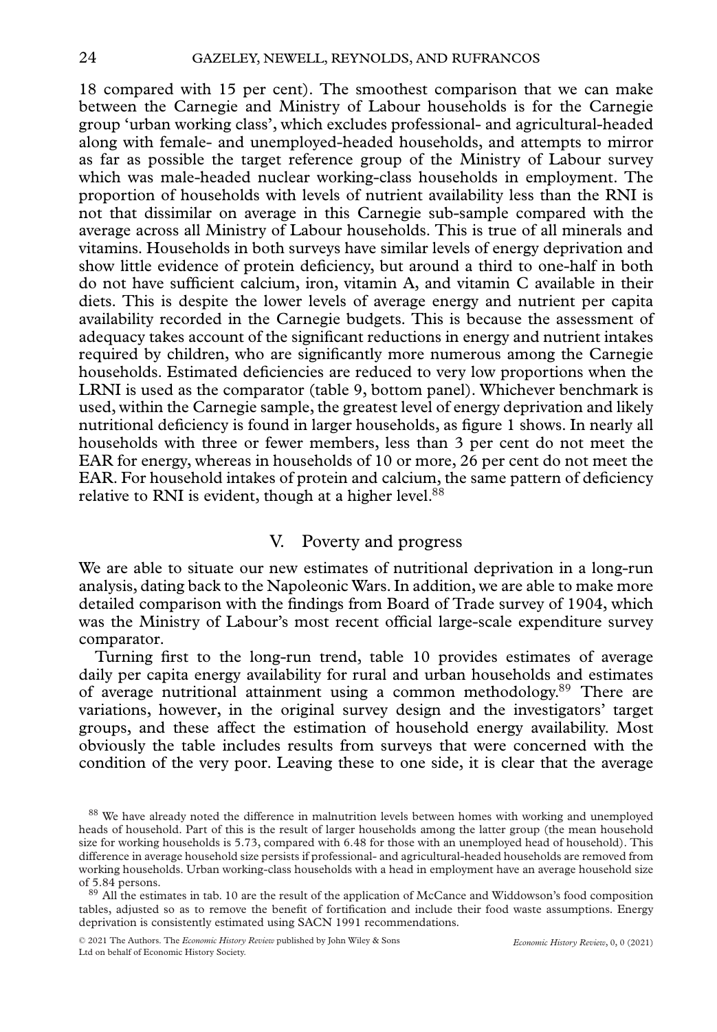18 compared with 15 per cent). The smoothest comparison that we can make between the Carnegie and Ministry of Labour households is for the Carnegie group 'urban working class', which excludes professional- and agricultural-headed along with female- and unemployed-headed households, and attempts to mirror as far as possible the target reference group of the Ministry of Labour survey which was male-headed nuclear working-class households in employment. The proportion of households with levels of nutrient availability less than the RNI is not that dissimilar on average in this Carnegie sub-sample compared with the average across all Ministry of Labour households. This is true of all minerals and vitamins. Households in both surveys have similar levels of energy deprivation and show little evidence of protein deficiency, but around a third to one-half in both do not have sufficient calcium, iron, vitamin A, and vitamin C available in their diets. This is despite the lower levels of average energy and nutrient per capita availability recorded in the Carnegie budgets. This is because the assessment of adequacy takes account of the significant reductions in energy and nutrient intakes required by children, who are significantly more numerous among the Carnegie households. Estimated deficiencies are reduced to very low proportions when the LRNI is used as the comparator (table 9, bottom panel). Whichever benchmark is used, within the Carnegie sample, the greatest level of energy deprivation and likely nutritional deficiency is found in larger households, as figure 1 shows. In nearly all households with three or fewer members, less than 3 per cent do not meet the EAR for energy, whereas in households of 10 or more, 26 per cent do not meet the EAR. For household intakes of protein and calcium, the same pattern of deficiency relative to RNI is evident, though at a higher level.[88]

## V. Poverty and progress

We are able to situate our new estimates of nutritional deprivation in a long-run analysis, dating back to the Napoleonic Wars. In addition, we are able to make more detailed comparison with the findings from Board of Trade survey of 1904, which was the Ministry of Labour's most recent official large-scale expenditure survey comparator.

Turning first to the long-run trend, table 10 provides estimates of average daily per capita energy availability for rural and urban households and estimates of average nutritional attainment using a common methodology.[89] There are variations, however, in the original survey design and the investigators' target groups, and these affect the estimation of household energy availability. Most obviously the table includes results from surveys that were concerned with the condition of the very poor. Leaving these to one side, it is clear that the average

[88] We have already noted the difference in malnutrition levels between homes with working and unemployed heads of household. Part of this is the result of larger households among the latter group (the mean household size for working households is 5.73, compared with 6.48 for those with an unemployed head of household). This difference in average household size persists if professional- and agricultural-headed households are removed from working households. Urban working-class households with a head in employment have an average household size of 5.84 persons.

[89] All the estimates in tab. 10 are the result of the application of McCance and Widdowson's food composition tables, adjusted so as to remove the benefit of fortification and include their food waste assumptions. Energy deprivation is consistently estimated using SACN 1991 recommendations.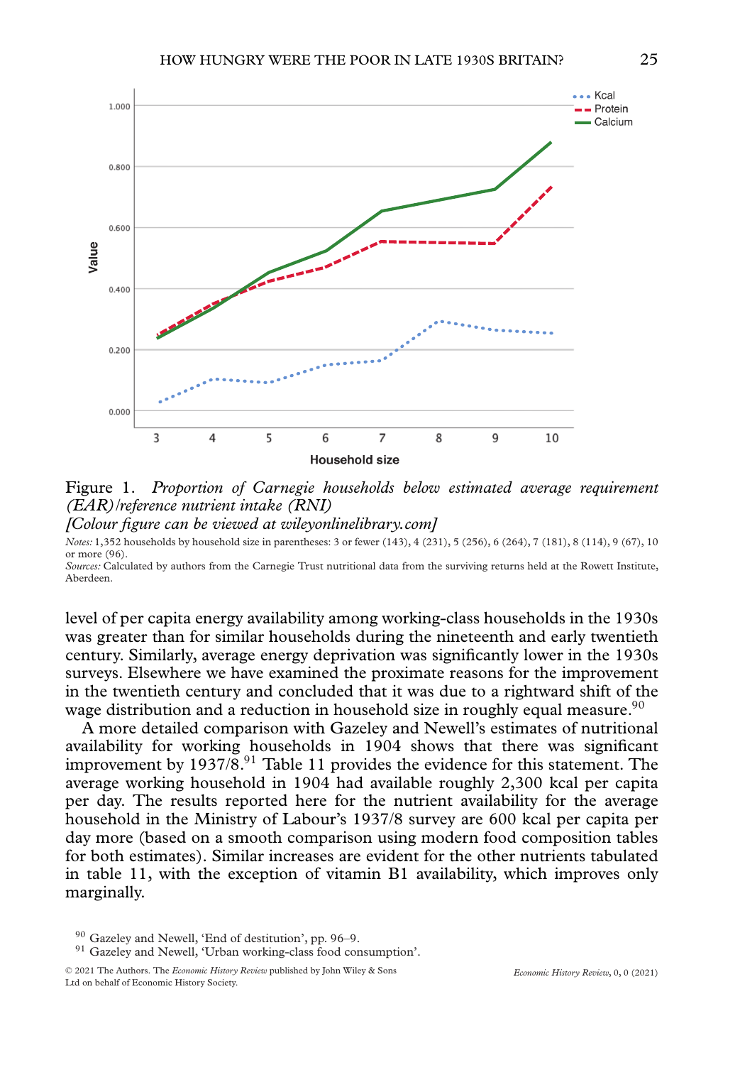Figure 1. *Proportion of Carnegie households below estimated average requirement (EAR)/reference nutrient intake (RNI)*
*[Colour figure can be viewed at wileyonlinelibrary.com]*

*Notes:* 1,352 households by household size in parentheses: 3 or fewer (143), 4 (231), 5 (256), 6 (264), 7 (181), 8 (114), 9 (67), 10 or more (96).
*Sources:* Calculated by authors from the Carnegie Trust nutritional data from the surviving returns held at the Rowett Institute, Aberdeen.

level of per capita energy availability among working-class households in the 1930s was greater than for similar households during the nineteenth and early twentieth century. Similarly, average energy deprivation was significantly lower in the 1930s surveys. Elsewhere we have examined the proximate reasons for the improvement in the twentieth century and concluded that it was due to a rightward shift of the wage distribution and a reduction in household size in roughly equal measure.[90]

A more detailed comparison with Gazeley and Newell's estimates of nutritional availability for working households in 1904 shows that there was significant improvement by 1937/8.[91] Table 11 provides the evidence for this statement. The average working household in 1904 had available roughly 2,300 kcal per capita per day. The results reported here for the nutrient availability for the average household in the Ministry of Labour's 1937/8 survey are 600 kcal per capita per day more (based on a smooth comparison using modern food composition tables for both estimates). Similar increases are evident for the other nutrients tabulated in table 11, with the exception of vitamin B1 availability, which improves only marginally.

[90] Gazeley and Newell, 'End of destitution', pp. 96–9.
[91] Gazeley and Newell, 'Urban working-class food consumption'.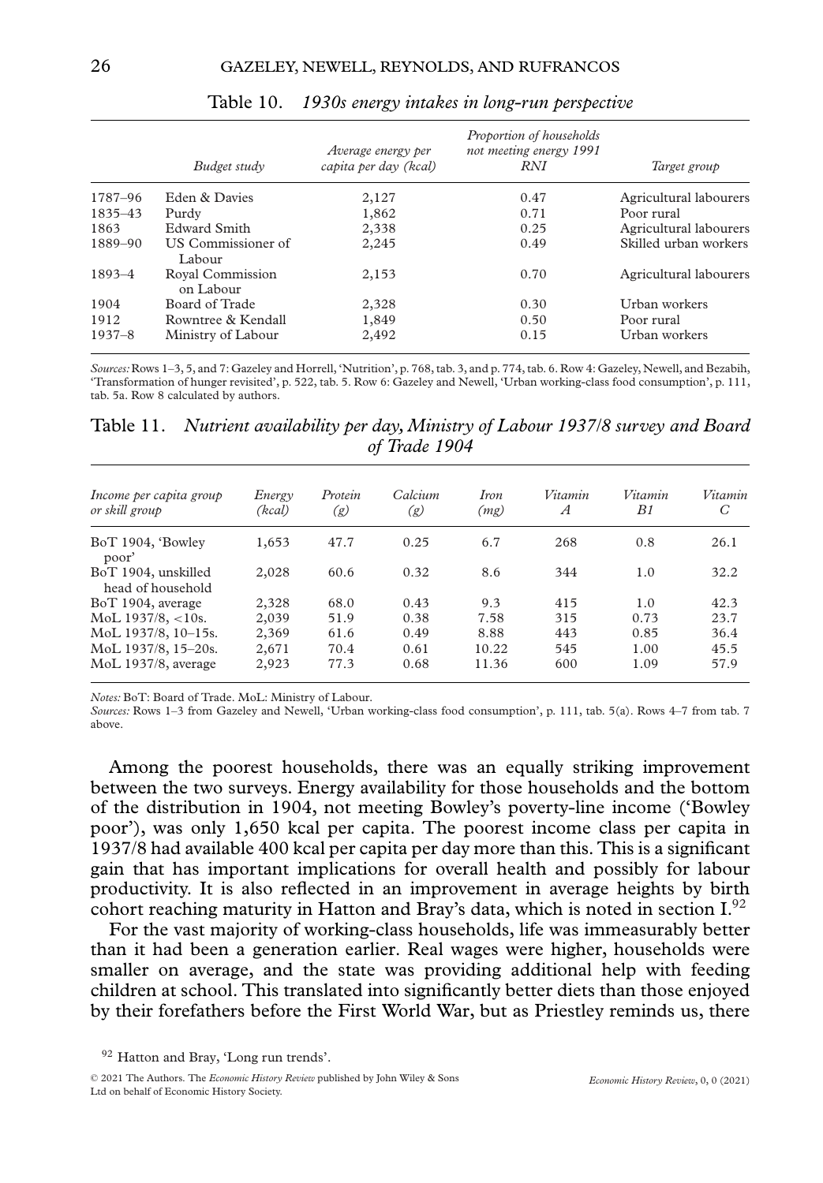Table 10. *1930s energy intakes in long-run perspective*

| | *Budget study* | *Average energy per capita per day (kcal)* | *Proportion of households not meeting energy 1991 RNI* | *Target group* |
|---|---|---|---|---|
| 1787–96 | Eden & Davies | 2,127 | 0.47 | Agricultural labourers |
| 1835–43 | Purdy | 1,862 | 0.71 | Poor rural |
| 1863 | Edward Smith | 2,338 | 0.25 | Agricultural labourers |
| 1889–90 | US Commissioner of Labour | 2,245 | 0.49 | Skilled urban workers |
| 1893–4 | Royal Commission on Labour | 2,153 | 0.70 | Agricultural labourers |
| 1904 | Board of Trade | 2,328 | 0.30 | Urban workers |
| 1912 | Rowntree & Kendall | 1,849 | 0.50 | Poor rural |
| 1937–8 | Ministry of Labour | 2,492 | 0.15 | Urban workers |

*Sources:* Rows 1–3, 5, and 7: Gazeley and Horrell, 'Nutrition', p. 768, tab. 3, and p. 774, tab. 6. Row 4: Gazeley, Newell, and Bezabih, 'Transformation of hunger revisited', p. 522, tab. 5. Row 6: Gazeley and Newell, 'Urban working-class food consumption', p. 111, tab. 5a. Row 8 calculated by authors.

Table 11. *Nutrient availability per day, Ministry of Labour 1937/8 survey and Board of Trade 1904*

| *Income per capita group or skill group* | *Energy (kcal)* | *Protein (g)* | *Calcium (g)* | *Iron (mg)* | *Vitamin A* | *Vitamin B1* | *Vitamin C* |
|---|---|---|---|---|---|---|---|
| BoT 1904, 'Bowley poor' | 1,653 | 47.7 | 0.25 | 6.7 | 268 | 0.8 | 26.1 |
| BoT 1904, unskilled head of household | 2,028 | 60.6 | 0.32 | 8.6 | 344 | 1.0 | 32.2 |
| BoT 1904, average | 2,328 | 68.0 | 0.43 | 9.3 | 415 | 1.0 | 42.3 |
| MoL 1937/8, <10s. | 2,039 | 51.9 | 0.38 | 7.58 | 315 | 0.73 | 23.7 |
| MoL 1937/8, 10–15s. | 2,369 | 61.6 | 0.49 | 8.88 | 443 | 0.85 | 36.4 |
| MoL 1937/8, 15–20s. | 2,671 | 70.4 | 0.61 | 10.22 | 545 | 1.00 | 45.5 |
| MoL 1937/8, average | 2,923 | 77.3 | 0.68 | 11.36 | 600 | 1.09 | 57.9 |

*Notes:* BoT: Board of Trade. MoL: Ministry of Labour.
*Sources:* Rows 1–3 from Gazeley and Newell, 'Urban working-class food consumption', p. 111, tab. 5(a). Rows 4–7 from tab. 7 above.

Among the poorest households, there was an equally striking improvement between the two surveys. Energy availability for those households and the bottom of the distribution in 1904, not meeting Bowley's poverty-line income ('Bowley poor'), was only 1,650 kcal per capita. The poorest income class per capita in 1937/8 had available 400 kcal per capita per day more than this. This is a significant gain that has important implications for overall health and possibly for labour productivity. It is also reflected in an improvement in average heights by birth cohort reaching maturity in Hatton and Bray's data, which is noted in section I.[92]

For the vast majority of working-class households, life was immeasurably better than it had been a generation earlier. Real wages were higher, households were smaller on average, and the state was providing additional help with feeding children at school. This translated into significantly better diets than those enjoyed by their forefathers before the First World War, but as Priestley reminds us, there

[92] Hatton and Bray, 'Long run trends'.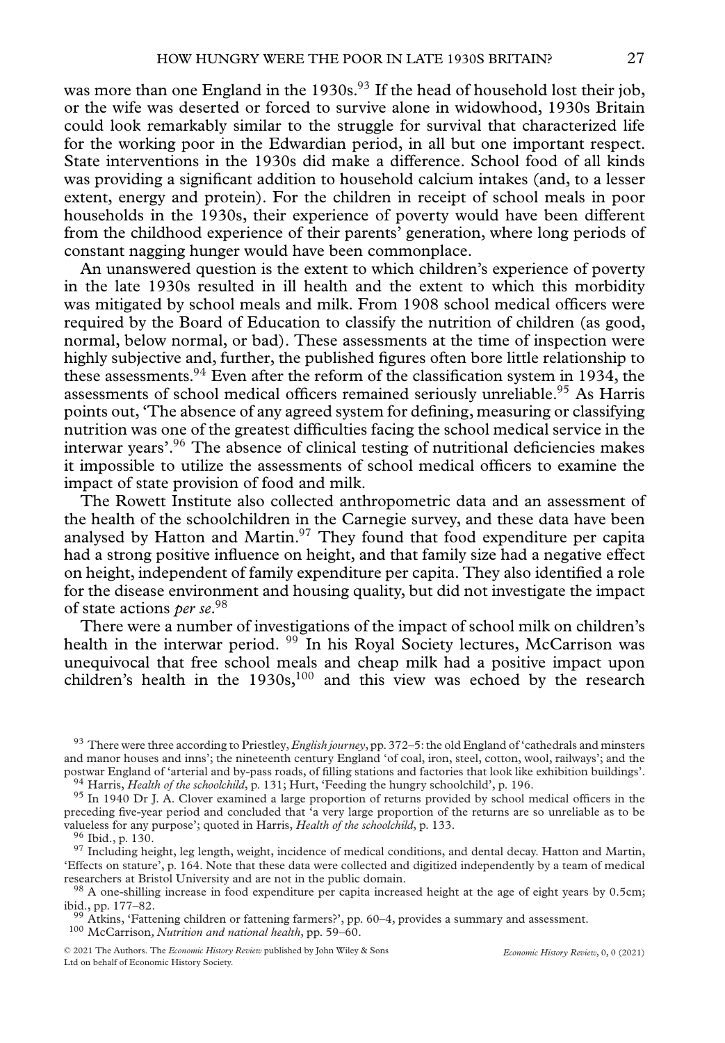was more than one England in the 1930s.[93] If the head of household lost their job, or the wife was deserted or forced to survive alone in widowhood, 1930s Britain could look remarkably similar to the struggle for survival that characterized life for the working poor in the Edwardian period, in all but one important respect. State interventions in the 1930s did make a difference. School food of all kinds was providing a significant addition to household calcium intakes (and, to a lesser extent, energy and protein). For the children in receipt of school meals in poor households in the 1930s, their experience of poverty would have been different from the childhood experience of their parents' generation, where long periods of constant nagging hunger would have been commonplace.

An unanswered question is the extent to which children's experience of poverty in the late 1930s resulted in ill health and the extent to which this morbidity was mitigated by school meals and milk. From 1908 school medical officers were required by the Board of Education to classify the nutrition of children (as good, normal, below normal, or bad). These assessments at the time of inspection were highly subjective and, further, the published figures often bore little relationship to these assessments.[94] Even after the reform of the classification system in 1934, the assessments of school medical officers remained seriously unreliable.[95] As Harris points out, 'The absence of any agreed system for defining, measuring or classifying nutrition was one of the greatest difficulties facing the school medical service in the interwar years'.[96] The absence of clinical testing of nutritional deficiencies makes it impossible to utilize the assessments of school medical officers to examine the impact of state provision of food and milk.

The Rowett Institute also collected anthropometric data and an assessment of the health of the schoolchildren in the Carnegie survey, and these data have been analysed by Hatton and Martin.[97] They found that food expenditure per capita had a strong positive influence on height, and that family size had a negative effect on height, independent of family expenditure per capita. They also identified a role for the disease environment and housing quality, but did not investigate the impact of state actions *per se*.[98]

There were a number of investigations of the impact of school milk on children's health in the interwar period. [99] In his Royal Society lectures, McCarrison was unequivocal that free school meals and cheap milk had a positive impact upon children's health in the 1930s,[100] and this view was echoed by the research

---

[93] There were three according to Priestley, *English journey*, pp. 372–5: the old England of 'cathedrals and minsters and manor houses and inns'; the nineteenth century England 'of coal, iron, steel, cotton, wool, railways'; and the postwar England of 'arterial and by-pass roads, of filling stations and factories that look like exhibition buildings'.

[94] Harris, *Health of the schoolchild*, p. 131; Hurt, 'Feeding the hungry schoolchild', p. 196.

[95] In 1940 Dr J. A. Clover examined a large proportion of returns provided by school medical officers in the preceding five-year period and concluded that 'a very large proportion of the returns are so unreliable as to be valueless for any purpose'; quoted in Harris, *Health of the schoolchild*, p. 133.

[96] Ibid., p. 130.

[97] Including height, leg length, weight, incidence of medical conditions, and dental decay. Hatton and Martin, 'Effects on stature', p. 164. Note that these data were collected and digitized independently by a team of medical researchers at Bristol University and are not in the public domain.

[98] A one-shilling increase in food expenditure per capita increased height at the age of eight years by 0.5cm; ibid., pp. 177–82.

[99] Atkins, 'Fattening children or fattening farmers?', pp. 60–4, provides a summary and assessment.

[100] McCarrison*, Nutrition and national health*, pp. 59–60.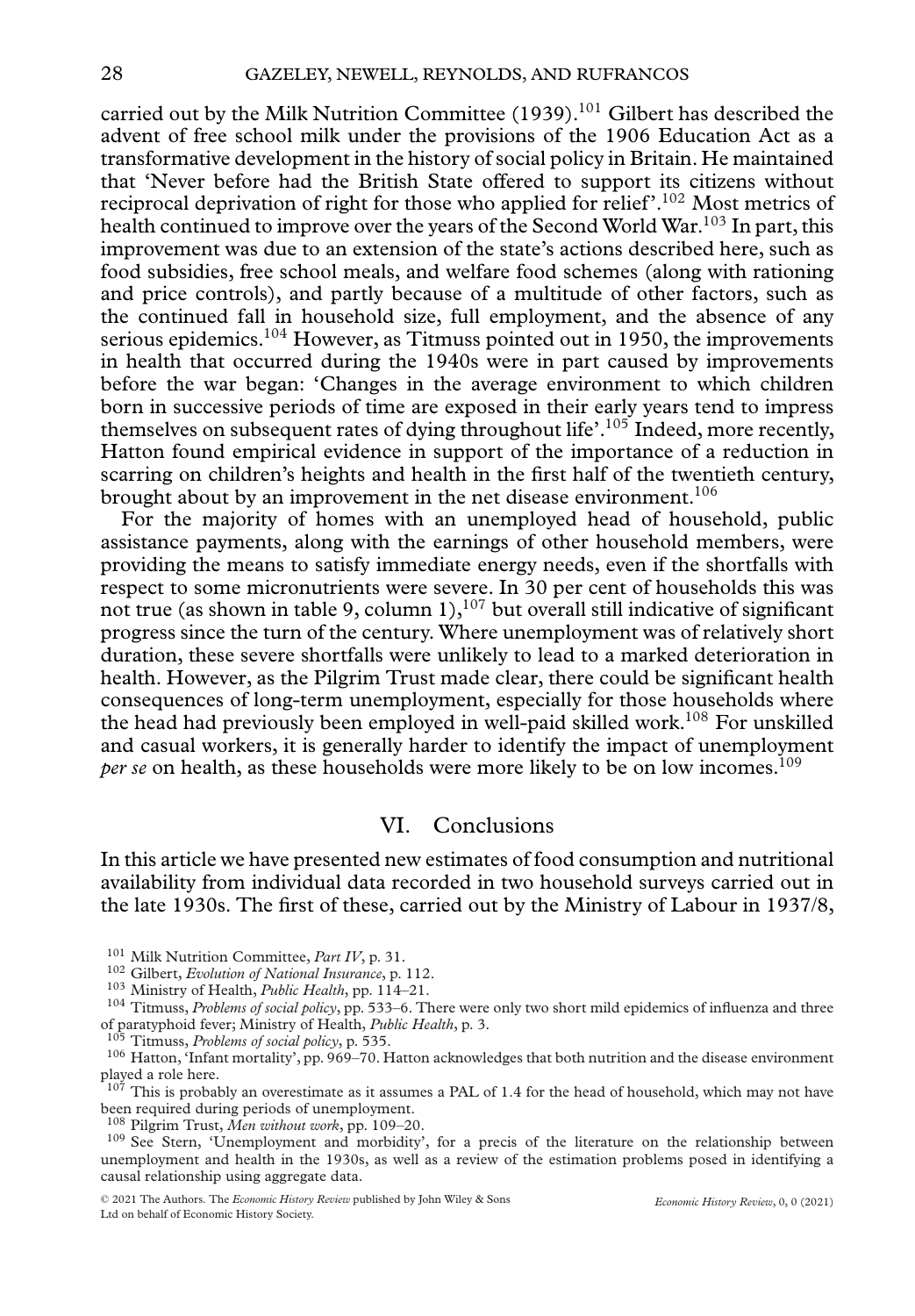carried out by the Milk Nutrition Committee (1939).[101] Gilbert has described the advent of free school milk under the provisions of the 1906 Education Act as a transformative development in the history of social policy in Britain. He maintained that 'Never before had the British State offered to support its citizens without reciprocal deprivation of right for those who applied for relief'.[102] Most metrics of health continued to improve over the years of the Second World War.[103] In part, this improvement was due to an extension of the state's actions described here, such as food subsidies, free school meals, and welfare food schemes (along with rationing and price controls), and partly because of a multitude of other factors, such as the continued fall in household size, full employment, and the absence of any serious epidemics.[104] However, as Titmuss pointed out in 1950, the improvements in health that occurred during the 1940s were in part caused by improvements before the war began: 'Changes in the average environment to which children born in successive periods of time are exposed in their early years tend to impress themselves on subsequent rates of dying throughout life'.[105] Indeed, more recently, Hatton found empirical evidence in support of the importance of a reduction in scarring on children's heights and health in the first half of the twentieth century, brought about by an improvement in the net disease environment.[106]

For the majority of homes with an unemployed head of household, public assistance payments, along with the earnings of other household members, were providing the means to satisfy immediate energy needs, even if the shortfalls with respect to some micronutrients were severe. In 30 per cent of households this was not true (as shown in table 9, column 1),[107] but overall still indicative of significant progress since the turn of the century. Where unemployment was of relatively short duration, these severe shortfalls were unlikely to lead to a marked deterioration in health. However, as the Pilgrim Trust made clear, there could be significant health consequences of long-term unemployment, especially for those households where the head had previously been employed in well-paid skilled work.[108] For unskilled and casual workers, it is generally harder to identify the impact of unemployment *per se* on health, as these households were more likely to be on low incomes.[109]

## VI. Conclusions

In this article we have presented new estimates of food consumption and nutritional availability from individual data recorded in two household surveys carried out in the late 1930s. The first of these, carried out by the Ministry of Labour in 1937/8,

---

[101] Milk Nutrition Committee, *Part IV*, p. 31.

[102] Gilbert, *Evolution of National Insurance*, p. 112.

[103] Ministry of Health, *Public Health*, pp. 114–21.

[104] Titmuss, *Problems of social policy*, pp. 533–6. There were only two short mild epidemics of influenza and three of paratyphoid fever; Ministry of Health, *Public Health*, p. 3.

[105] Titmuss, *Problems of social policy*, p. 535.

[106] Hatton, 'Infant mortality', pp. 969–70. Hatton acknowledges that both nutrition and the disease environment played a role here.

[107] This is probably an overestimate as it assumes a PAL of 1.4 for the head of household, which may not have been required during periods of unemployment.

[108] Pilgrim Trust, *Men without work*, pp. 109–20.

[109] See Stern, 'Unemployment and morbidity', for a precis of the literature on the relationship between unemployment and health in the 1930s, as well as a review of the estimation problems posed in identifying a causal relationship using aggregate data.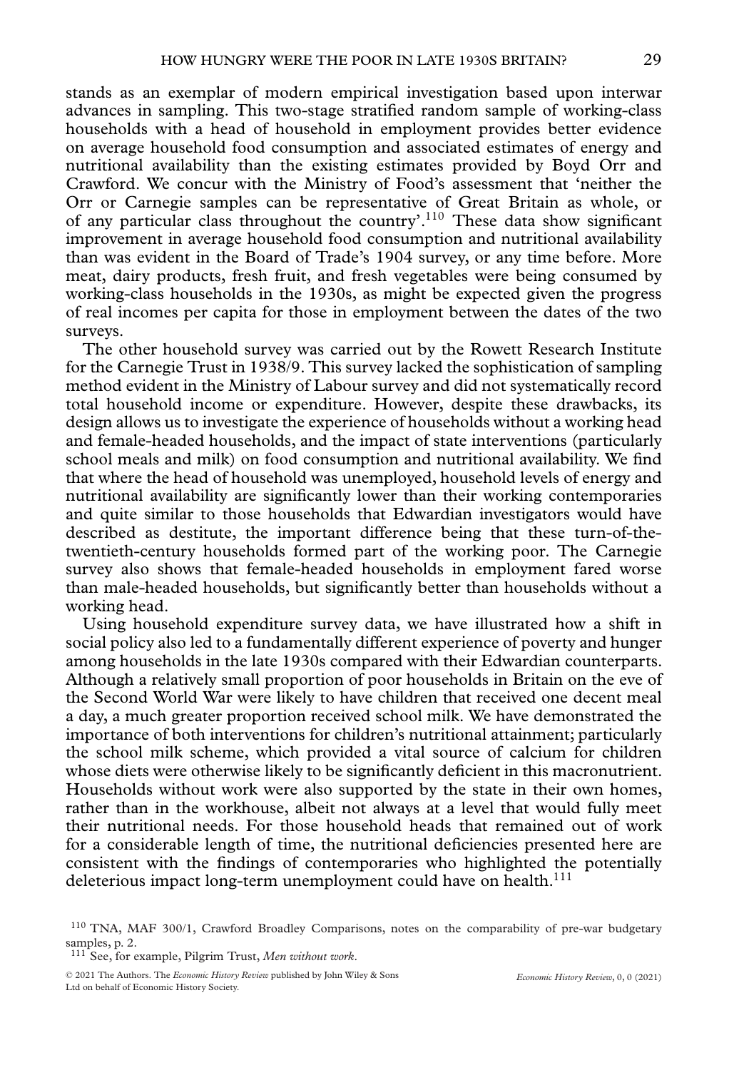stands as an exemplar of modern empirical investigation based upon interwar advances in sampling. This two-stage stratified random sample of working-class households with a head of household in employment provides better evidence on average household food consumption and associated estimates of energy and nutritional availability than the existing estimates provided by Boyd Orr and Crawford. We concur with the Ministry of Food's assessment that 'neither the Orr or Carnegie samples can be representative of Great Britain as whole, or of any particular class throughout the country'.[110] These data show significant improvement in average household food consumption and nutritional availability than was evident in the Board of Trade's 1904 survey, or any time before. More meat, dairy products, fresh fruit, and fresh vegetables were being consumed by working-class households in the 1930s, as might be expected given the progress of real incomes per capita for those in employment between the dates of the two surveys.

The other household survey was carried out by the Rowett Research Institute for the Carnegie Trust in 1938/9. This survey lacked the sophistication of sampling method evident in the Ministry of Labour survey and did not systematically record total household income or expenditure. However, despite these drawbacks, its design allows us to investigate the experience of households without a working head and female-headed households, and the impact of state interventions (particularly school meals and milk) on food consumption and nutritional availability. We find that where the head of household was unemployed, household levels of energy and nutritional availability are significantly lower than their working contemporaries and quite similar to those households that Edwardian investigators would have described as destitute, the important difference being that these turn-of-the-twentieth-century households formed part of the working poor. The Carnegie survey also shows that female-headed households in employment fared worse than male-headed households, but significantly better than households without a working head.

Using household expenditure survey data, we have illustrated how a shift in social policy also led to a fundamentally different experience of poverty and hunger among households in the late 1930s compared with their Edwardian counterparts. Although a relatively small proportion of poor households in Britain on the eve of the Second World War were likely to have children that received one decent meal a day, a much greater proportion received school milk. We have demonstrated the importance of both interventions for children's nutritional attainment; particularly the school milk scheme, which provided a vital source of calcium for children whose diets were otherwise likely to be significantly deficient in this macronutrient. Households without work were also supported by the state in their own homes, rather than in the workhouse, albeit not always at a level that would fully meet their nutritional needs. For those household heads that remained out of work for a considerable length of time, the nutritional deficiencies presented here are consistent with the findings of contemporaries who highlighted the potentially deleterious impact long-term unemployment could have on health.[111]

[110] TNA, MAF 300/1, Crawford Broadley Comparisons, notes on the comparability of pre-war budgetary samples, p. 2.

[111] See, for example, Pilgrim Trust, *Men without work*.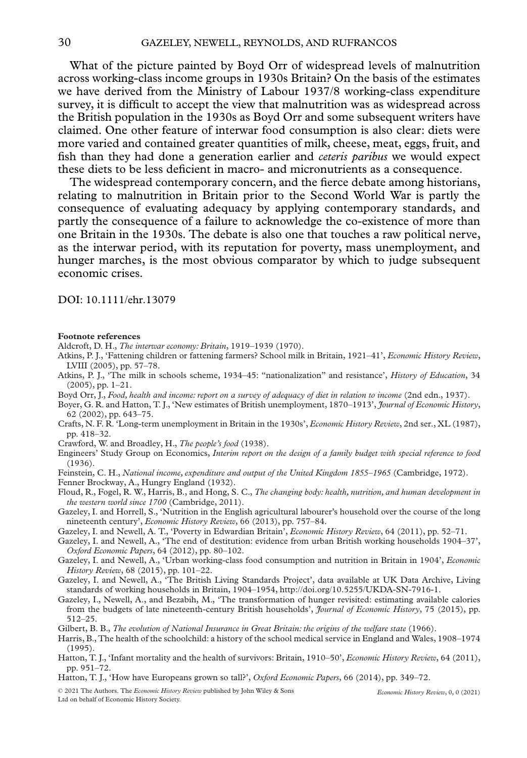What of the picture painted by Boyd Orr of widespread levels of malnutrition across working-class income groups in 1930s Britain? On the basis of the estimates we have derived from the Ministry of Labour 1937/8 working-class expenditure survey, it is difficult to accept the view that malnutrition was as widespread across the British population in the 1930s as Boyd Orr and some subsequent writers have claimed. One other feature of interwar food consumption is also clear: diets were more varied and contained greater quantities of milk, cheese, meat, eggs, fruit, and fish than they had done a generation earlier and *ceteris paribus* we would expect these diets to be less deficient in macro- and micronutrients as a consequence.

The widespread contemporary concern, and the fierce debate among historians, relating to malnutrition in Britain prior to the Second World War is partly the consequence of evaluating adequacy by applying contemporary standards, and partly the consequence of a failure to acknowledge the co-existence of more than one Britain in the 1930s. The debate is also one that touches a raw political nerve, as the interwar period, with its reputation for poverty, mass unemployment, and hunger marches, is the most obvious comparator by which to judge subsequent economic crises.

DOI: 10.1111/ehr.13079

**Footnote references**

Aldcroft, D. H., *The interwar economy: Britain*, 1919–1939 (1970).

Atkins, P. J., 'Fattening children or fattening farmers? School milk in Britain, 1921–41', *Economic History Review*, LVIII (2005), pp. 57–78.

Atkins, P. J., 'The milk in schools scheme, 1934–45: "nationalization" and resistance', *History of Education*, 34 (2005), pp. 1–21.

Boyd Orr, J., *Food, health and income: report on a survey of adequacy of diet in relation to income* (2nd edn., 1937).

Boyer, G. R. and Hatton, T. J., 'New estimates of British unemployment, 1870–1913', *Journal of Economic History*, 62 (2002), pp. 643–75.

Crafts, N. F. R. 'Long-term unemployment in Britain in the 1930s', *Economic History Review*, 2nd ser., XL (1987), pp. 418–32.

Crawford, W. and Broadley, H., *The people's food* (1938).

Engineers' Study Group on Economics, *Interim report on the design of a family budget with special reference to food* (1936).

Feinstein, C. H., *National income, expenditure and output of the United Kingdom 1855–1965* (Cambridge, 1972).

Fenner Brockway, A., Hungry England (1932).

Floud, R., Fogel, R. W., Harris, B., and Hong, S. C., *The changing body: health, nutrition, and human development in the western world since 1700* (Cambridge, 2011).

Gazeley, I. and Horrell, S., 'Nutrition in the English agricultural labourer's household over the course of the long nineteenth century', *Economic History Review*, 66 (2013), pp. 757–84.

Gazeley, I. and Newell, A. T., 'Poverty in Edwardian Britain', *Economic History Review*, 64 (2011), pp. 52–71.

Gazeley, I. and Newell, A., 'The end of destitution: evidence from urban British working households 1904–37', *Oxford Economic Papers*, 64 (2012), pp. 80–102.

Gazeley, I. and Newell, A., 'Urban working-class food consumption and nutrition in Britain in 1904', *Economic History Review*, 68 (2015), pp. 101–22.

Gazeley, I. and Newell, A., 'The British Living Standards Project', data available at UK Data Archive, Living standards of working households in Britain, 1904–1954, http://doi.org/10.5255/UKDA-SN-7916-1.

Gazeley, I., Newell, A., and Bezabih, M., 'The transformation of hunger revisited: estimating available calories from the budgets of late nineteenth-century British households', *Journal of Economic History*, 75 (2015), pp. 512–25.

Gilbert, B. B., *The evolution of National Insurance in Great Britain: the origins of the welfare state* (1966).

Harris, B., The health of the schoolchild: a history of the school medical service in England and Wales, 1908–1974 (1995).

Hatton, T. J., 'Infant mortality and the health of survivors: Britain, 1910–50', *Economic History Review*, 64 (2011), pp. 951–72.

Hatton, T. J., 'How have Europeans grown so tall?', *Oxford Economic Papers*, 66 (2014), pp. 349–72.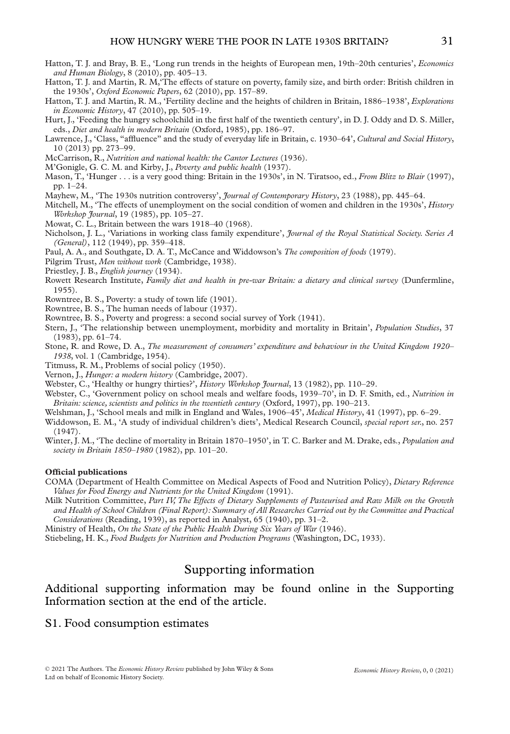Hatton, T. J. and Bray, B. E., 'Long run trends in the heights of European men, 19th–20th centuries', *Economics and Human Biology*, 8 (2010), pp. 405–13.

Hatton, T. J. and Martin, R. M,'The effects of stature on poverty, family size, and birth order: British children in the 1930s', *Oxford Economic Papers*, 62 (2010), pp. 157–89.

Hatton, T. J. and Martin, R. M., 'Fertility decline and the heights of children in Britain, 1886–1938', *Explorations in Economic History*, 47 (2010), pp. 505–19.

Hurt, J., 'Feeding the hungry schoolchild in the first half of the twentieth century', in D. J. Oddy and D. S. Miller, eds., *Diet and health in modern Britain* (Oxford, 1985), pp. 186–97.

Lawrence, J., 'Class, "affluence" and the study of everyday life in Britain, c. 1930–64', *Cultural and Social History*, 10 (2013) pp. 273–99.

McCarrison, R., *Nutrition and national health: the Cantor Lectures* (1936).

M'Gonigle, G. C. M. and Kirby, J., *Poverty and public health* (1937).

Mason, T., 'Hunger . . . is a very good thing: Britain in the 1930s', in N. Tiratsoo, ed., *From Blitz to Blair* (1997), pp. 1–24.

Mayhew, M., 'The 1930s nutrition controversy', *Journal of Contemporary History*, 23 (1988), pp. 445–64.

Mitchell, M., 'The effects of unemployment on the social condition of women and children in the 1930s', *History Workshop Journal*, 19 (1985), pp. 105–27.

Mowat, C. L., Britain between the wars 1918–40 (1968).

Nicholson, J. L., 'Variations in working class family expenditure', *Journal of the Royal Statistical Society. Series A (General)*, 112 (1949), pp. 359–418.

Paul, A. A., and Southgate, D. A. T., McCance and Widdowson's *The composition of foods* (1979).

Pilgrim Trust, *Men without work* (Cambridge, 1938).

Priestley, J. B., *English journey* (1934).

Rowett Research Institute, *Family diet and health in pre-war Britain: a dietary and clinical survey* (Dunfermline, 1955).

Rowntree, B. S., Poverty: a study of town life (1901).

Rowntree, B. S., The human needs of labour (1937).

Rowntree, B. S., Poverty and progress: a second social survey of York (1941).

Stern, J., 'The relationship between unemployment, morbidity and mortality in Britain', *Population Studies*, 37 (1983), pp. 61–74.

Stone, R. and Rowe, D. A., *The measurement of consumers' expenditure and behaviour in the United Kingdom 1920–1938*, vol. 1 (Cambridge, 1954).

Titmuss, R. M., Problems of social policy (1950).

Vernon, J., *Hunger: a modern history* (Cambridge, 2007).

Webster, C., 'Healthy or hungry thirties?', *History Workshop Journal*, 13 (1982), pp. 110–29.

Webster, C., 'Government policy on school meals and welfare foods, 1939–70', in D. F. Smith, ed., *Nutrition in Britain: science, scientists and politics in the twentieth century* (Oxford, 1997), pp. 190–213.

Welshman, J., 'School meals and milk in England and Wales, 1906–45', *Medical History*, 41 (1997), pp. 6–29.

Widdowson, E. M., 'A study of individual children's diets', Medical Research Council, *special report ser.*, no. 257 (1947).

Winter, J. M., 'The decline of mortality in Britain 1870–1950', in T. C. Barker and M. Drake, eds., *Population and society in Britain 1850–1980* (1982), pp. 101–20.

**Official publications**

COMA (Department of Health Committee on Medical Aspects of Food and Nutrition Policy), *Dietary Reference Values for Food Energy and Nutrients for the United Kingdom* (1991).

Milk Nutrition Committee, *Part IV, The Effects of Dietary Supplements of Pasteurised and Raw Milk on the Growth and Health of School Children (Final Report): Summary of All Researches Carried out by the Committee and Practical Considerations* (Reading, 1939), as reported in Analyst, 65 (1940), pp. 31–2.

Ministry of Health, *On the State of the Public Health During Six Years of War* (1946).

Stiebeling, H. K., *Food Budgets for Nutrition and Production Programs* (Washington, DC, 1933).

## Supporting information

Additional supporting information may be found online in the Supporting Information section at the end of the article.

S1. Food consumption estimates